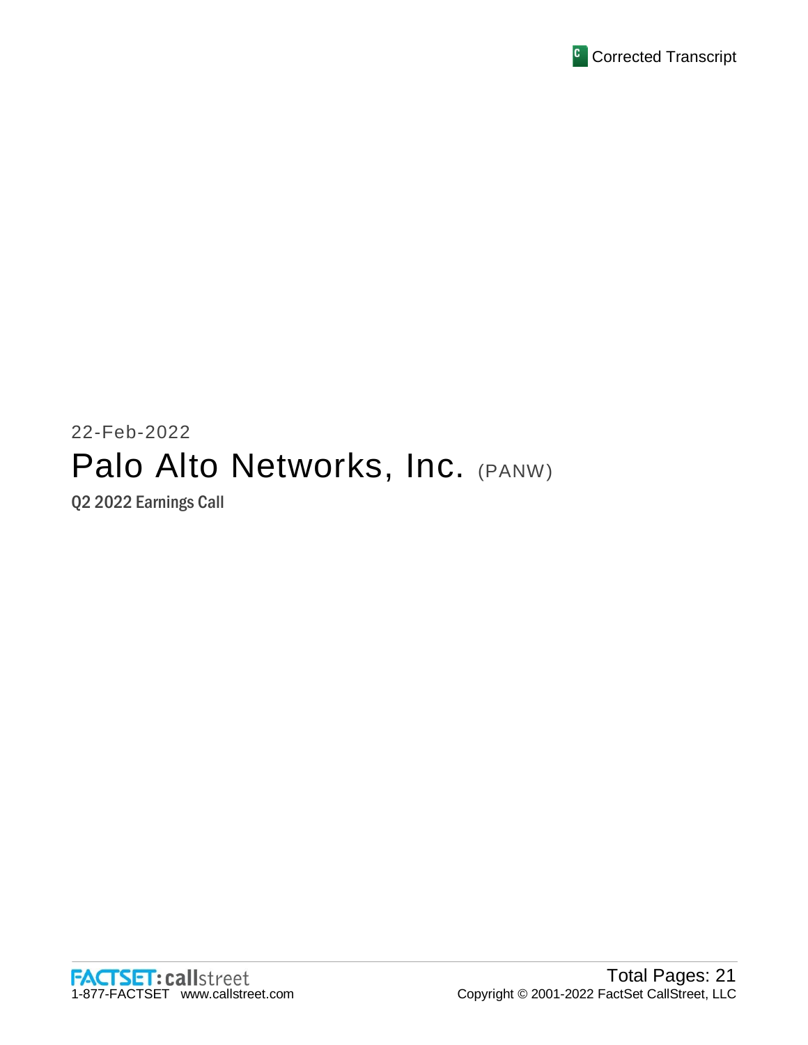Corrected Transcript

22-Feb-2022

# Palo Alto Networks, Inc. (PANW)

Q2 2022 Earnings Call

FACTSET: callstreet
1-877-FACTSET www.callstreet.com

Total Pages: 21
Copyright © 2001-2022 FactSet CallStreet, LLC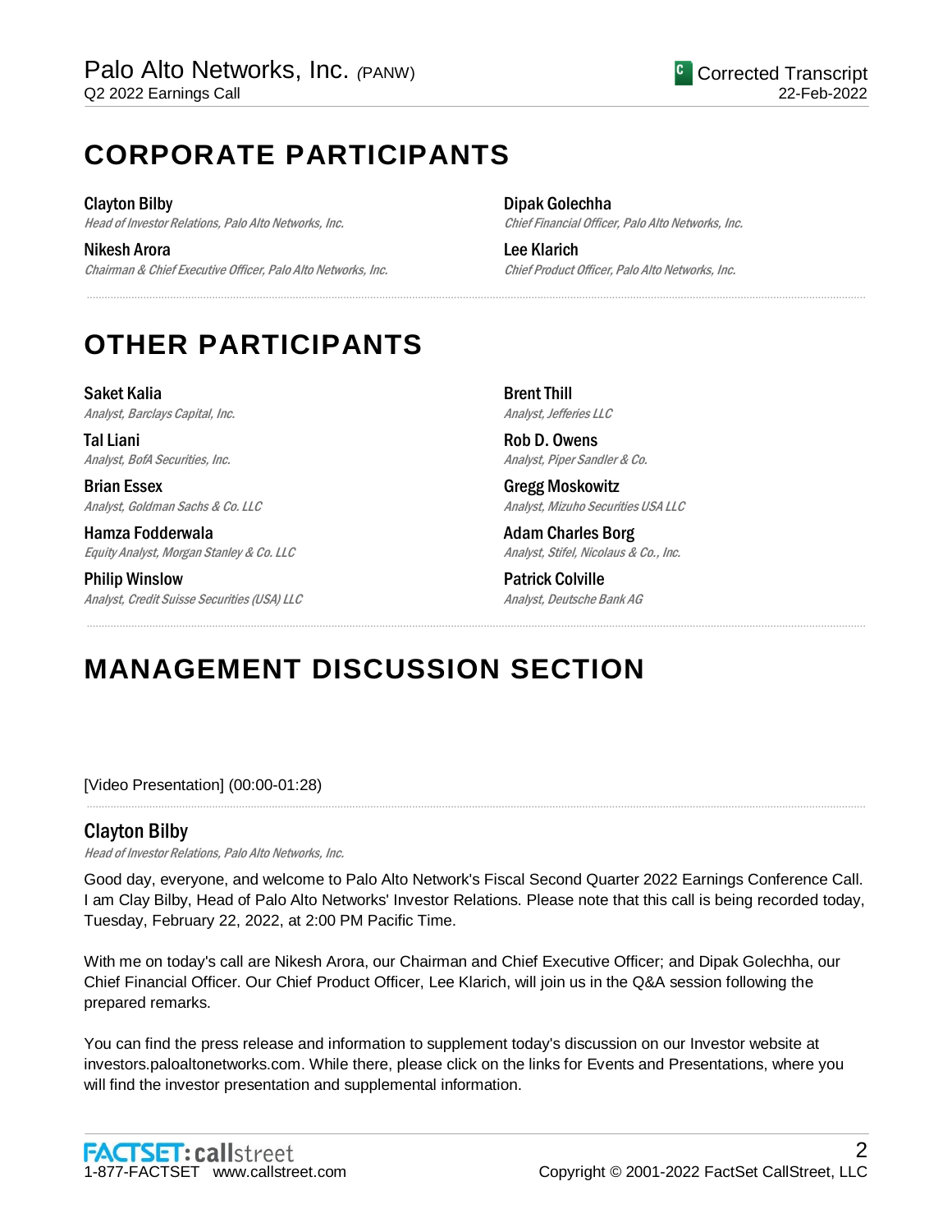# CORPORATE PARTICIPANTS

**Clayton Bilby**
*Head of Investor Relations, Palo Alto Networks, Inc.*

**Nikesh Arora**
*Chairman & Chief Executive Officer, Palo Alto Networks, Inc.*

**Dipak Golechha**
*Chief Financial Officer, Palo Alto Networks, Inc.*

**Lee Klarich**
*Chief Product Officer, Palo Alto Networks, Inc.*

# OTHER PARTICIPANTS

**Saket Kalia**
*Analyst, Barclays Capital, Inc.*

**Tal Liani**
*Analyst, BofA Securities, Inc.*

**Brian Essex**
*Analyst, Goldman Sachs & Co. LLC*

**Hamza Fodderwala**
*Equity Analyst, Morgan Stanley & Co. LLC*

**Philip Winslow**
*Analyst, Credit Suisse Securities (USA) LLC*

**Brent Thill**
*Analyst, Jefferies LLC*

**Rob D. Owens**
*Analyst, Piper Sandler & Co.*

**Gregg Moskowitz**
*Analyst, Mizuho Securities USA LLC*

**Adam Charles Borg**
*Analyst, Stifel, Nicolaus & Co., Inc.*

**Patrick Colville**
*Analyst, Deutsche Bank AG*

# MANAGEMENT DISCUSSION SECTION

[Video Presentation] (00:00-01:28)

## Clayton Bilby

*Head of Investor Relations, Palo Alto Networks, Inc.*

Good day, everyone, and welcome to Palo Alto Network's Fiscal Second Quarter 2022 Earnings Conference Call. I am Clay Bilby, Head of Palo Alto Networks' Investor Relations. Please note that this call is being recorded today, Tuesday, February 22, 2022, at 2:00 PM Pacific Time.

With me on today's call are Nikesh Arora, our Chairman and Chief Executive Officer; and Dipak Golechha, our Chief Financial Officer. Our Chief Product Officer, Lee Klarich, will join us in the Q&A session following the prepared remarks.

You can find the press release and information to supplement today's discussion on our Investor website at investors.paloaltonetworks.com. While there, please click on the links for Events and Presentations, where you will find the investor presentation and supplemental information.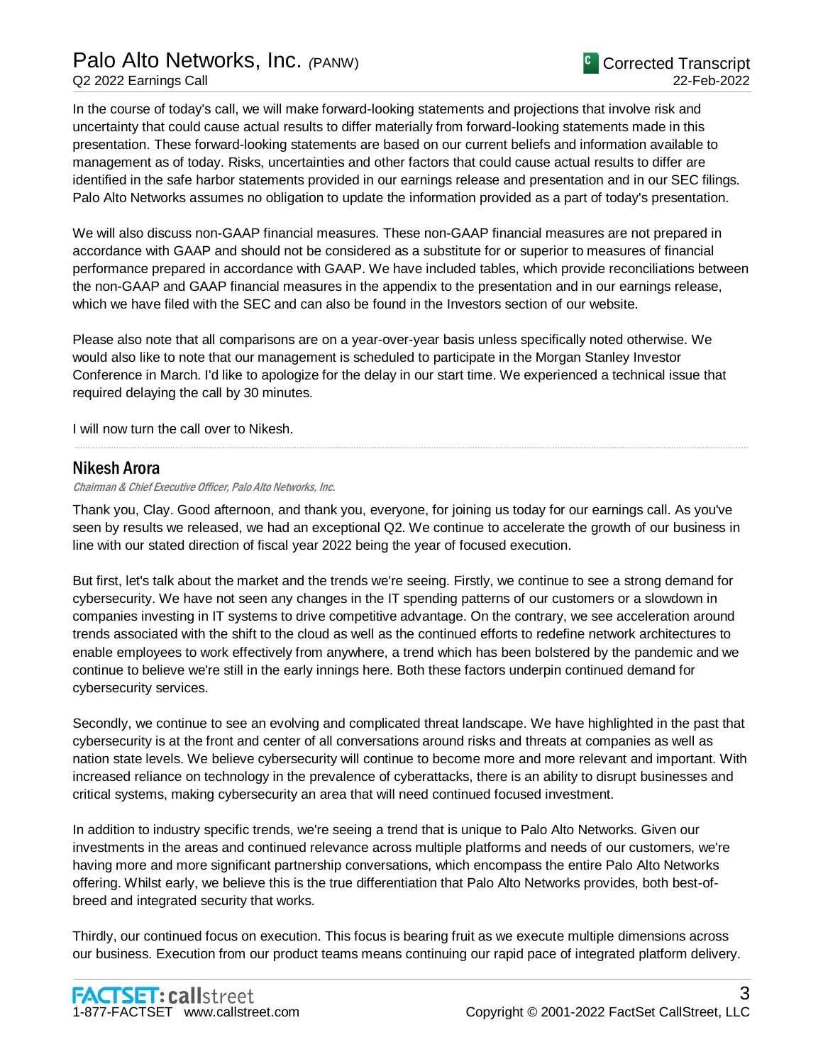In the course of today's call, we will make forward-looking statements and projections that involve risk and uncertainty that could cause actual results to differ materially from forward-looking statements made in this presentation. These forward-looking statements are based on our current beliefs and information available to management as of today. Risks, uncertainties and other factors that could cause actual results to differ are identified in the safe harbor statements provided in our earnings release and presentation and in our SEC filings. Palo Alto Networks assumes no obligation to update the information provided as a part of today's presentation.

We will also discuss non-GAAP financial measures. These non-GAAP financial measures are not prepared in accordance with GAAP and should not be considered as a substitute for or superior to measures of financial performance prepared in accordance with GAAP. We have included tables, which provide reconciliations between the non-GAAP and GAAP financial measures in the appendix to the presentation and in our earnings release, which we have filed with the SEC and can also be found in the Investors section of our website.

Please also note that all comparisons are on a year-over-year basis unless specifically noted otherwise. We would also like to note that our management is scheduled to participate in the Morgan Stanley Investor Conference in March. I'd like to apologize for the delay in our start time. We experienced a technical issue that required delaying the call by 30 minutes.

I will now turn the call over to Nikesh.

## Nikesh Arora

*Chairman & Chief Executive Officer, Palo Alto Networks, Inc.*

Thank you, Clay. Good afternoon, and thank you, everyone, for joining us today for our earnings call. As you've seen by results we released, we had an exceptional Q2. We continue to accelerate the growth of our business in line with our stated direction of fiscal year 2022 being the year of focused execution.

But first, let's talk about the market and the trends we're seeing. Firstly, we continue to see a strong demand for cybersecurity. We have not seen any changes in the IT spending patterns of our customers or a slowdown in companies investing in IT systems to drive competitive advantage. On the contrary, we see acceleration around trends associated with the shift to the cloud as well as the continued efforts to redefine network architectures to enable employees to work effectively from anywhere, a trend which has been bolstered by the pandemic and we continue to believe we're still in the early innings here. Both these factors underpin continued demand for cybersecurity services.

Secondly, we continue to see an evolving and complicated threat landscape. We have highlighted in the past that cybersecurity is at the front and center of all conversations around risks and threats at companies as well as nation state levels. We believe cybersecurity will continue to become more and more relevant and important. With increased reliance on technology in the prevalence of cyberattacks, there is an ability to disrupt businesses and critical systems, making cybersecurity an area that will need continued focused investment.

In addition to industry specific trends, we're seeing a trend that is unique to Palo Alto Networks. Given our investments in the areas and continued relevance across multiple platforms and needs of our customers, we're having more and more significant partnership conversations, which encompass the entire Palo Alto Networks offering. Whilst early, we believe this is the true differentiation that Palo Alto Networks provides, both best-of-breed and integrated security that works.

Thirdly, our continued focus on execution. This focus is bearing fruit as we execute multiple dimensions across our business. Execution from our product teams means continuing our rapid pace of integrated platform delivery.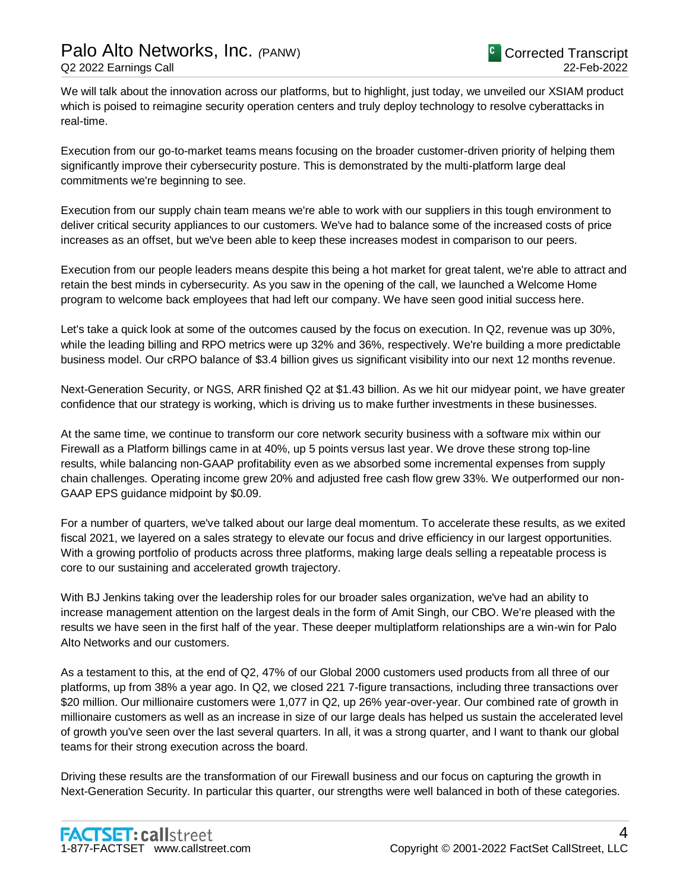We will talk about the innovation across our platforms, but to highlight, just today, we unveiled our XSIAM product which is poised to reimagine security operation centers and truly deploy technology to resolve cyberattacks in real-time.

Execution from our go-to-market teams means focusing on the broader customer-driven priority of helping them significantly improve their cybersecurity posture. This is demonstrated by the multi-platform large deal commitments we're beginning to see.

Execution from our supply chain team means we're able to work with our suppliers in this tough environment to deliver critical security appliances to our customers. We've had to balance some of the increased costs of price increases as an offset, but we've been able to keep these increases modest in comparison to our peers.

Execution from our people leaders means despite this being a hot market for great talent, we're able to attract and retain the best minds in cybersecurity. As you saw in the opening of the call, we launched a Welcome Home program to welcome back employees that had left our company. We have seen good initial success here.

Let's take a quick look at some of the outcomes caused by the focus on execution. In Q2, revenue was up 30%, while the leading billing and RPO metrics were up 32% and 36%, respectively. We're building a more predictable business model. Our cRPO balance of $3.4 billion gives us significant visibility into our next 12 months revenue.

Next-Generation Security, or NGS, ARR finished Q2 at $1.43 billion. As we hit our midyear point, we have greater confidence that our strategy is working, which is driving us to make further investments in these businesses.

At the same time, we continue to transform our core network security business with a software mix within our Firewall as a Platform billings came in at 40%, up 5 points versus last year. We drove these strong top-line results, while balancing non-GAAP profitability even as we absorbed some incremental expenses from supply chain challenges. Operating income grew 20% and adjusted free cash flow grew 33%. We outperformed our non-GAAP EPS guidance midpoint by $0.09.

For a number of quarters, we've talked about our large deal momentum. To accelerate these results, as we exited fiscal 2021, we layered on a sales strategy to elevate our focus and drive efficiency in our largest opportunities. With a growing portfolio of products across three platforms, making large deals selling a repeatable process is core to our sustaining and accelerated growth trajectory.

With BJ Jenkins taking over the leadership roles for our broader sales organization, we've had an ability to increase management attention on the largest deals in the form of Amit Singh, our CBO. We're pleased with the results we have seen in the first half of the year. These deeper multiplatform relationships are a win-win for Palo Alto Networks and our customers.

As a testament to this, at the end of Q2, 47% of our Global 2000 customers used products from all three of our platforms, up from 38% a year ago. In Q2, we closed 221 7-figure transactions, including three transactions over $20 million. Our millionaire customers were 1,077 in Q2, up 26% year-over-year. Our combined rate of growth in millionaire customers as well as an increase in size of our large deals has helped us sustain the accelerated level of growth you've seen over the last several quarters. In all, it was a strong quarter, and I want to thank our global teams for their strong execution across the board.

Driving these results are the transformation of our Firewall business and our focus on capturing the growth in Next-Generation Security. In particular this quarter, our strengths were well balanced in both of these categories.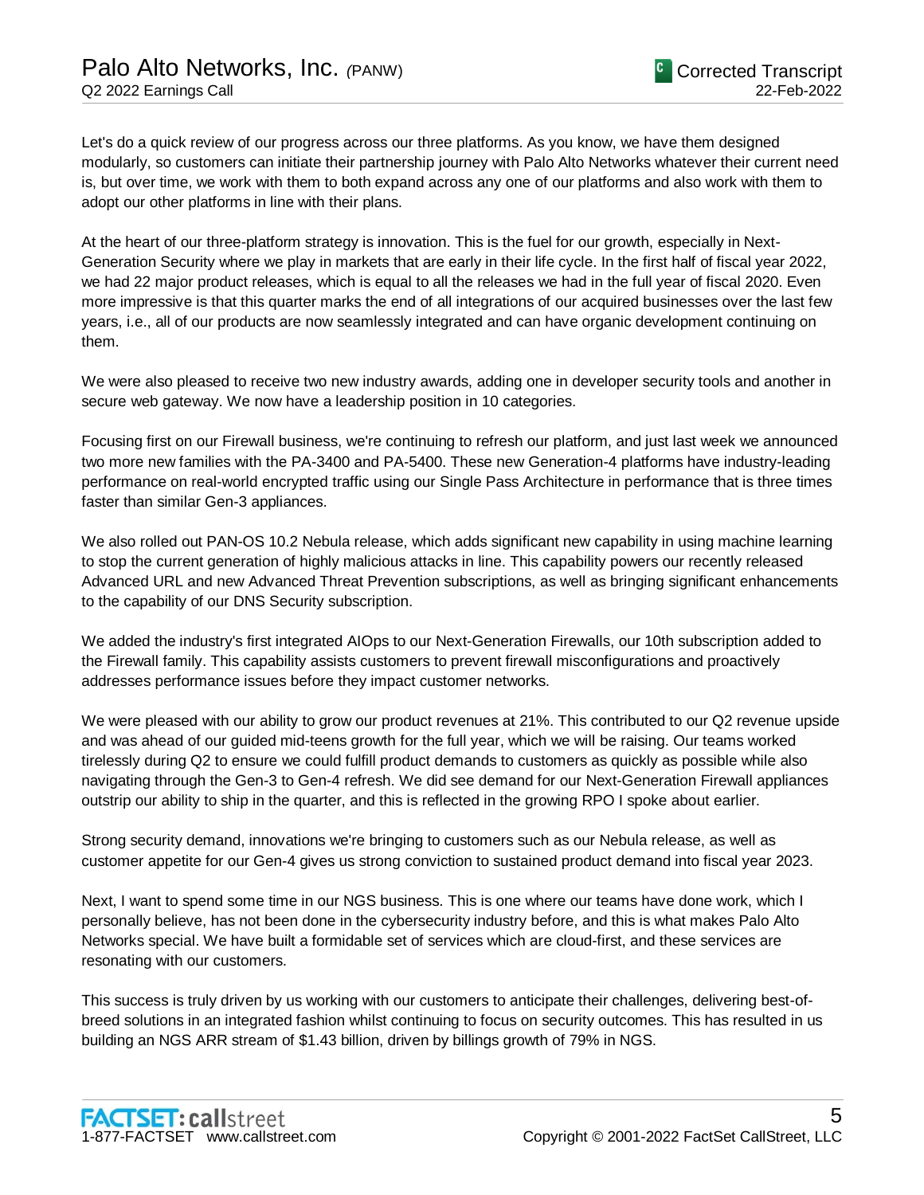Let's do a quick review of our progress across our three platforms. As you know, we have them designed modularly, so customers can initiate their partnership journey with Palo Alto Networks whatever their current need is, but over time, we work with them to both expand across any one of our platforms and also work with them to adopt our other platforms in line with their plans.

At the heart of our three-platform strategy is innovation. This is the fuel for our growth, especially in Next-Generation Security where we play in markets that are early in their life cycle. In the first half of fiscal year 2022, we had 22 major product releases, which is equal to all the releases we had in the full year of fiscal 2020. Even more impressive is that this quarter marks the end of all integrations of our acquired businesses over the last few years, i.e., all of our products are now seamlessly integrated and can have organic development continuing on them.

We were also pleased to receive two new industry awards, adding one in developer security tools and another in secure web gateway. We now have a leadership position in 10 categories.

Focusing first on our Firewall business, we're continuing to refresh our platform, and just last week we announced two more new families with the PA-3400 and PA-5400. These new Generation-4 platforms have industry-leading performance on real-world encrypted traffic using our Single Pass Architecture in performance that is three times faster than similar Gen-3 appliances.

We also rolled out PAN-OS 10.2 Nebula release, which adds significant new capability in using machine learning to stop the current generation of highly malicious attacks in line. This capability powers our recently released Advanced URL and new Advanced Threat Prevention subscriptions, as well as bringing significant enhancements to the capability of our DNS Security subscription.

We added the industry's first integrated AIOps to our Next-Generation Firewalls, our 10th subscription added to the Firewall family. This capability assists customers to prevent firewall misconfigurations and proactively addresses performance issues before they impact customer networks.

We were pleased with our ability to grow our product revenues at 21%. This contributed to our Q2 revenue upside and was ahead of our guided mid-teens growth for the full year, which we will be raising. Our teams worked tirelessly during Q2 to ensure we could fulfill product demands to customers as quickly as possible while also navigating through the Gen-3 to Gen-4 refresh. We did see demand for our Next-Generation Firewall appliances outstrip our ability to ship in the quarter, and this is reflected in the growing RPO I spoke about earlier.

Strong security demand, innovations we're bringing to customers such as our Nebula release, as well as customer appetite for our Gen-4 gives us strong conviction to sustained product demand into fiscal year 2023.

Next, I want to spend some time in our NGS business. This is one where our teams have done work, which I personally believe, has not been done in the cybersecurity industry before, and this is what makes Palo Alto Networks special. We have built a formidable set of services which are cloud-first, and these services are resonating with our customers.

This success is truly driven by us working with our customers to anticipate their challenges, delivering best-of-breed solutions in an integrated fashion whilst continuing to focus on security outcomes. This has resulted in us building an NGS ARR stream of $1.43 billion, driven by billings growth of 79% in NGS.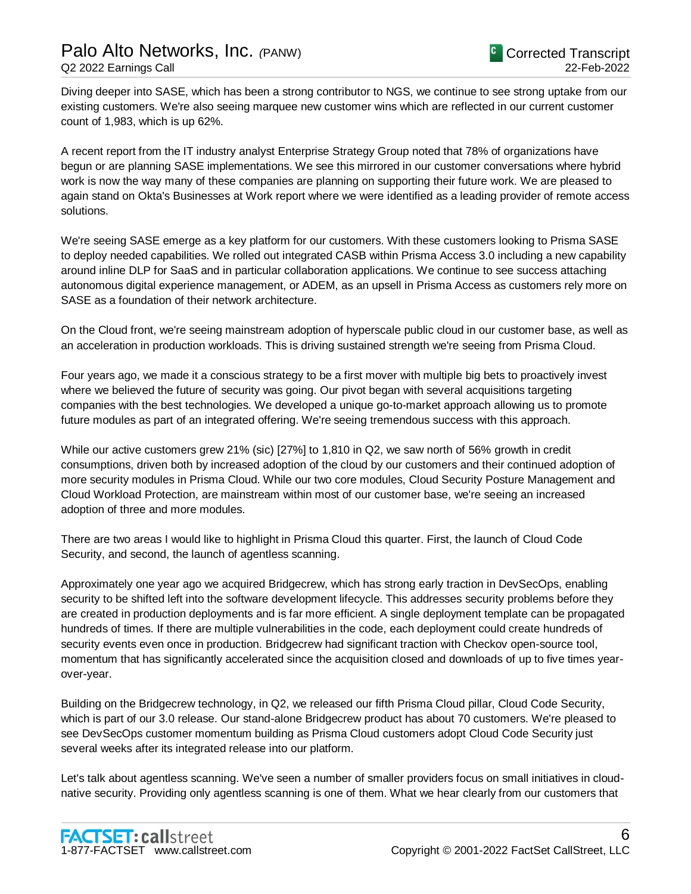Diving deeper into SASE, which has been a strong contributor to NGS, we continue to see strong uptake from our existing customers. We're also seeing marquee new customer wins which are reflected in our current customer count of 1,983, which is up 62%.

A recent report from the IT industry analyst Enterprise Strategy Group noted that 78% of organizations have begun or are planning SASE implementations. We see this mirrored in our customer conversations where hybrid work is now the way many of these companies are planning on supporting their future work. We are pleased to again stand on Okta's Businesses at Work report where we were identified as a leading provider of remote access solutions.

We're seeing SASE emerge as a key platform for our customers. With these customers looking to Prisma SASE to deploy needed capabilities. We rolled out integrated CASB within Prisma Access 3.0 including a new capability around inline DLP for SaaS and in particular collaboration applications. We continue to see success attaching autonomous digital experience management, or ADEM, as an upsell in Prisma Access as customers rely more on SASE as a foundation of their network architecture.

On the Cloud front, we're seeing mainstream adoption of hyperscale public cloud in our customer base, as well as an acceleration in production workloads. This is driving sustained strength we're seeing from Prisma Cloud.

Four years ago, we made it a conscious strategy to be a first mover with multiple big bets to proactively invest where we believed the future of security was going. Our pivot began with several acquisitions targeting companies with the best technologies. We developed a unique go-to-market approach allowing us to promote future modules as part of an integrated offering. We're seeing tremendous success with this approach.

While our active customers grew 21% (sic) [27%] to 1,810 in Q2, we saw north of 56% growth in credit consumptions, driven both by increased adoption of the cloud by our customers and their continued adoption of more security modules in Prisma Cloud. While our two core modules, Cloud Security Posture Management and Cloud Workload Protection, are mainstream within most of our customer base, we're seeing an increased adoption of three and more modules.

There are two areas I would like to highlight in Prisma Cloud this quarter. First, the launch of Cloud Code Security, and second, the launch of agentless scanning.

Approximately one year ago we acquired Bridgecrew, which has strong early traction in DevSecOps, enabling security to be shifted left into the software development lifecycle. This addresses security problems before they are created in production deployments and is far more efficient. A single deployment template can be propagated hundreds of times. If there are multiple vulnerabilities in the code, each deployment could create hundreds of security events even once in production. Bridgecrew had significant traction with Checkov open-source tool, momentum that has significantly accelerated since the acquisition closed and downloads of up to five times year-over-year.

Building on the Bridgecrew technology, in Q2, we released our fifth Prisma Cloud pillar, Cloud Code Security, which is part of our 3.0 release. Our stand-alone Bridgecrew product has about 70 customers. We're pleased to see DevSecOps customer momentum building as Prisma Cloud customers adopt Cloud Code Security just several weeks after its integrated release into our platform.

Let's talk about agentless scanning. We've seen a number of smaller providers focus on small initiatives in cloud-native security. Providing only agentless scanning is one of them. What we hear clearly from our customers that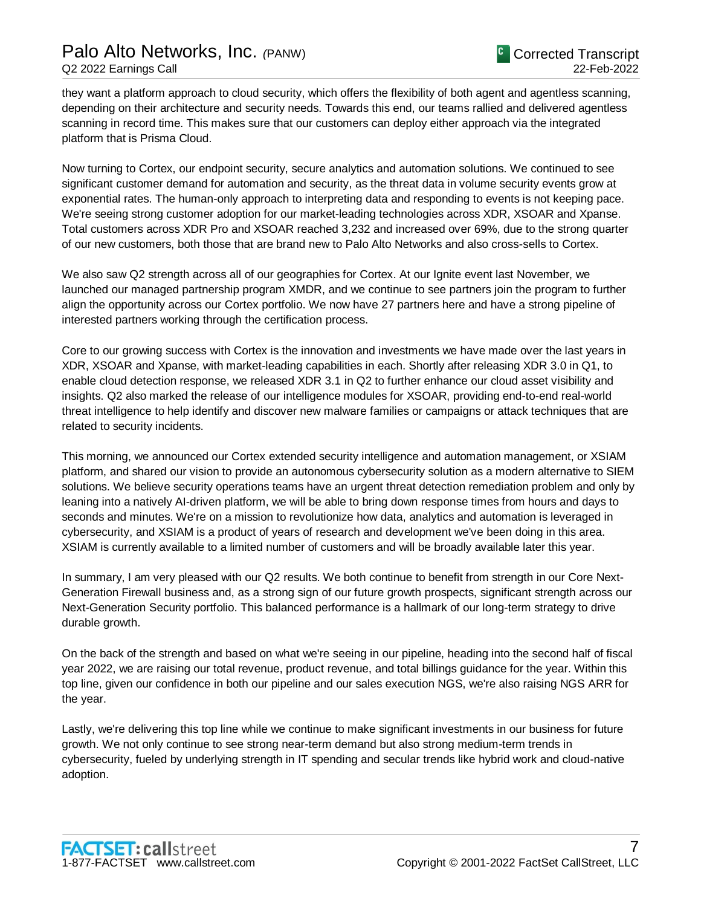they want a platform approach to cloud security, which offers the flexibility of both agent and agentless scanning, depending on their architecture and security needs. Towards this end, our teams rallied and delivered agentless scanning in record time. This makes sure that our customers can deploy either approach via the integrated platform that is Prisma Cloud.

Now turning to Cortex, our endpoint security, secure analytics and automation solutions. We continued to see significant customer demand for automation and security, as the threat data in volume security events grow at exponential rates. The human-only approach to interpreting data and responding to events is not keeping pace. We're seeing strong customer adoption for our market-leading technologies across XDR, XSOAR and Xpanse. Total customers across XDR Pro and XSOAR reached 3,232 and increased over 69%, due to the strong quarter of our new customers, both those that are brand new to Palo Alto Networks and also cross-sells to Cortex.

We also saw Q2 strength across all of our geographies for Cortex. At our Ignite event last November, we launched our managed partnership program XMDR, and we continue to see partners join the program to further align the opportunity across our Cortex portfolio. We now have 27 partners here and have a strong pipeline of interested partners working through the certification process.

Core to our growing success with Cortex is the innovation and investments we have made over the last years in XDR, XSOAR and Xpanse, with market-leading capabilities in each. Shortly after releasing XDR 3.0 in Q1, to enable cloud detection response, we released XDR 3.1 in Q2 to further enhance our cloud asset visibility and insights. Q2 also marked the release of our intelligence modules for XSOAR, providing end-to-end real-world threat intelligence to help identify and discover new malware families or campaigns or attack techniques that are related to security incidents.

This morning, we announced our Cortex extended security intelligence and automation management, or XSIAM platform, and shared our vision to provide an autonomous cybersecurity solution as a modern alternative to SIEM solutions. We believe security operations teams have an urgent threat detection remediation problem and only by leaning into a natively AI-driven platform, we will be able to bring down response times from hours and days to seconds and minutes. We're on a mission to revolutionize how data, analytics and automation is leveraged in cybersecurity, and XSIAM is a product of years of research and development we've been doing in this area. XSIAM is currently available to a limited number of customers and will be broadly available later this year.

In summary, I am very pleased with our Q2 results. We both continue to benefit from strength in our Core Next-Generation Firewall business and, as a strong sign of our future growth prospects, significant strength across our Next-Generation Security portfolio. This balanced performance is a hallmark of our long-term strategy to drive durable growth.

On the back of the strength and based on what we're seeing in our pipeline, heading into the second half of fiscal year 2022, we are raising our total revenue, product revenue, and total billings guidance for the year. Within this top line, given our confidence in both our pipeline and our sales execution NGS, we're also raising NGS ARR for the year.

Lastly, we're delivering this top line while we continue to make significant investments in our business for future growth. We not only continue to see strong near-term demand but also strong medium-term trends in cybersecurity, fueled by underlying strength in IT spending and secular trends like hybrid work and cloud-native adoption.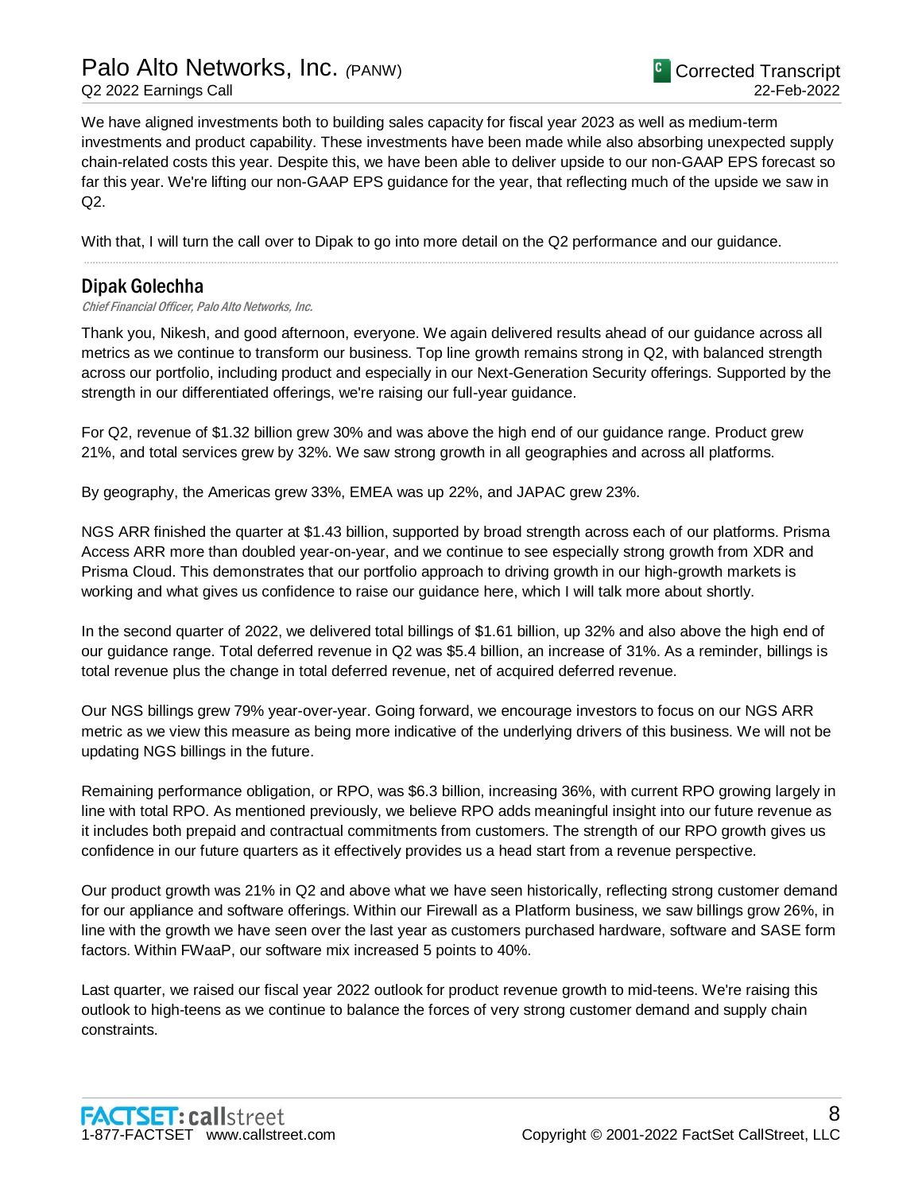We have aligned investments both to building sales capacity for fiscal year 2023 as well as medium-term investments and product capability. These investments have been made while also absorbing unexpected supply chain-related costs this year. Despite this, we have been able to deliver upside to our non-GAAP EPS forecast so far this year. We're lifting our non-GAAP EPS guidance for the year, that reflecting much of the upside we saw in Q2.

With that, I will turn the call over to Dipak to go into more detail on the Q2 performance and our guidance.

## Dipak Golechha

*Chief Financial Officer, Palo Alto Networks, Inc.*

Thank you, Nikesh, and good afternoon, everyone. We again delivered results ahead of our guidance across all metrics as we continue to transform our business. Top line growth remains strong in Q2, with balanced strength across our portfolio, including product and especially in our Next-Generation Security offerings. Supported by the strength in our differentiated offerings, we're raising our full-year guidance.

For Q2, revenue of $1.32 billion grew 30% and was above the high end of our guidance range. Product grew 21%, and total services grew by 32%. We saw strong growth in all geographies and across all platforms.

By geography, the Americas grew 33%, EMEA was up 22%, and JAPAC grew 23%.

NGS ARR finished the quarter at $1.43 billion, supported by broad strength across each of our platforms. Prisma Access ARR more than doubled year-on-year, and we continue to see especially strong growth from XDR and Prisma Cloud. This demonstrates that our portfolio approach to driving growth in our high-growth markets is working and what gives us confidence to raise our guidance here, which I will talk more about shortly.

In the second quarter of 2022, we delivered total billings of $1.61 billion, up 32% and also above the high end of our guidance range. Total deferred revenue in Q2 was $5.4 billion, an increase of 31%. As a reminder, billings is total revenue plus the change in total deferred revenue, net of acquired deferred revenue.

Our NGS billings grew 79% year-over-year. Going forward, we encourage investors to focus on our NGS ARR metric as we view this measure as being more indicative of the underlying drivers of this business. We will not be updating NGS billings in the future.

Remaining performance obligation, or RPO, was $6.3 billion, increasing 36%, with current RPO growing largely in line with total RPO. As mentioned previously, we believe RPO adds meaningful insight into our future revenue as it includes both prepaid and contractual commitments from customers. The strength of our RPO growth gives us confidence in our future quarters as it effectively provides us a head start from a revenue perspective.

Our product growth was 21% in Q2 and above what we have seen historically, reflecting strong customer demand for our appliance and software offerings. Within our Firewall as a Platform business, we saw billings grow 26%, in line with the growth we have seen over the last year as customers purchased hardware, software and SASE form factors. Within FWaaP, our software mix increased 5 points to 40%.

Last quarter, we raised our fiscal year 2022 outlook for product revenue growth to mid-teens. We're raising this outlook to high-teens as we continue to balance the forces of very strong customer demand and supply chain constraints.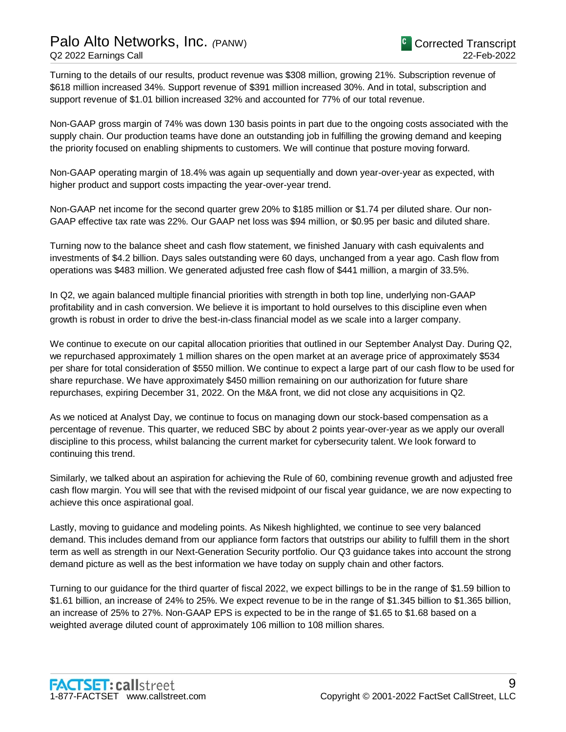Turning to the details of our results, product revenue was $308 million, growing 21%. Subscription revenue of $618 million increased 34%. Support revenue of $391 million increased 30%. And in total, subscription and support revenue of $1.01 billion increased 32% and accounted for 77% of our total revenue.

Non-GAAP gross margin of 74% was down 130 basis points in part due to the ongoing costs associated with the supply chain. Our production teams have done an outstanding job in fulfilling the growing demand and keeping the priority focused on enabling shipments to customers. We will continue that posture moving forward.

Non-GAAP operating margin of 18.4% was again up sequentially and down year-over-year as expected, with higher product and support costs impacting the year-over-year trend.

Non-GAAP net income for the second quarter grew 20% to $185 million or $1.74 per diluted share. Our non-GAAP effective tax rate was 22%. Our GAAP net loss was $94 million, or $0.95 per basic and diluted share.

Turning now to the balance sheet and cash flow statement, we finished January with cash equivalents and investments of $4.2 billion. Days sales outstanding were 60 days, unchanged from a year ago. Cash flow from operations was $483 million. We generated adjusted free cash flow of $441 million, a margin of 33.5%.

In Q2, we again balanced multiple financial priorities with strength in both top line, underlying non-GAAP profitability and in cash conversion. We believe it is important to hold ourselves to this discipline even when growth is robust in order to drive the best-in-class financial model as we scale into a larger company.

We continue to execute on our capital allocation priorities that outlined in our September Analyst Day. During Q2, we repurchased approximately 1 million shares on the open market at an average price of approximately $534 per share for total consideration of $550 million. We continue to expect a large part of our cash flow to be used for share repurchase. We have approximately $450 million remaining on our authorization for future share repurchases, expiring December 31, 2022. On the M&A front, we did not close any acquisitions in Q2.

As we noticed at Analyst Day, we continue to focus on managing down our stock-based compensation as a percentage of revenue. This quarter, we reduced SBC by about 2 points year-over-year as we apply our overall discipline to this process, whilst balancing the current market for cybersecurity talent. We look forward to continuing this trend.

Similarly, we talked about an aspiration for achieving the Rule of 60, combining revenue growth and adjusted free cash flow margin. You will see that with the revised midpoint of our fiscal year guidance, we are now expecting to achieve this once aspirational goal.

Lastly, moving to guidance and modeling points. As Nikesh highlighted, we continue to see very balanced demand. This includes demand from our appliance form factors that outstrips our ability to fulfill them in the short term as well as strength in our Next-Generation Security portfolio. Our Q3 guidance takes into account the strong demand picture as well as the best information we have today on supply chain and other factors.

Turning to our guidance for the third quarter of fiscal 2022, we expect billings to be in the range of $1.59 billion to $1.61 billion, an increase of 24% to 25%. We expect revenue to be in the range of $1.345 billion to $1.365 billion, an increase of 25% to 27%. Non-GAAP EPS is expected to be in the range of $1.65 to $1.68 based on a weighted average diluted count of approximately 106 million to 108 million shares.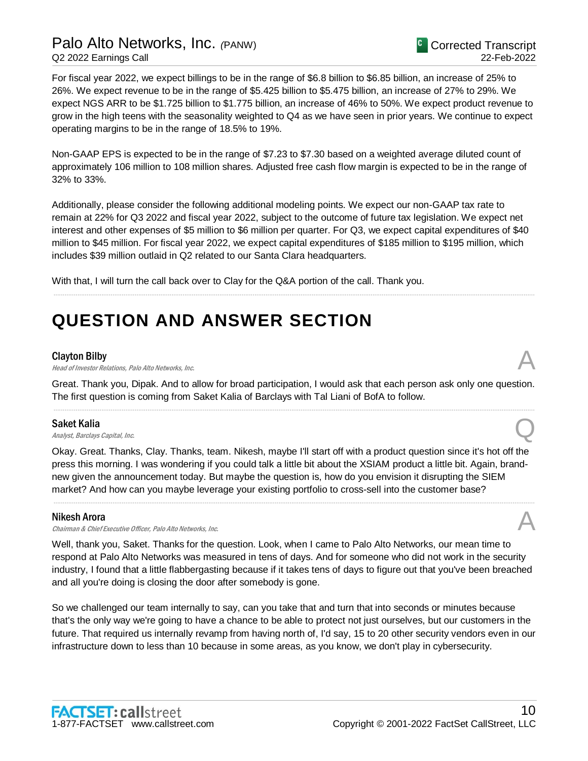For fiscal year 2022, we expect billings to be in the range of $6.8 billion to $6.85 billion, an increase of 25% to 26%. We expect revenue to be in the range of $5.425 billion to $5.475 billion, an increase of 27% to 29%. We expect NGS ARR to be $1.725 billion to $1.775 billion, an increase of 46% to 50%. We expect product revenue to grow in the high teens with the seasonality weighted to Q4 as we have seen in prior years. We continue to expect operating margins to be in the range of 18.5% to 19%.

Non-GAAP EPS is expected to be in the range of $7.23 to $7.30 based on a weighted average diluted count of approximately 106 million to 108 million shares. Adjusted free cash flow margin is expected to be in the range of 32% to 33%.

Additionally, please consider the following additional modeling points. We expect our non-GAAP tax rate to remain at 22% for Q3 2022 and fiscal year 2022, subject to the outcome of future tax legislation. We expect net interest and other expenses of $5 million to $6 million per quarter. For Q3, we expect capital expenditures of $40 million to $45 million. For fiscal year 2022, we expect capital expenditures of $185 million to $195 million, which includes $39 million outlaid in Q2 related to our Santa Clara headquarters.

With that, I will turn the call back over to Clay for the Q&A portion of the call. Thank you.

# QUESTION AND ANSWER SECTION

**Clayton Bilby**
*Head of Investor Relations, Palo Alto Networks, Inc.* **A**

Great. Thank you, Dipak. And to allow for broad participation, I would ask that each person ask only one question. The first question is coming from Saket Kalia of Barclays with Tal Liani of BofA to follow.

**Saket Kalia**
*Analyst, Barclays Capital, Inc.* **Q**

Okay. Great. Thanks, Clay. Thanks, team. Nikesh, maybe I'll start off with a product question since it's hot off the press this morning. I was wondering if you could talk a little bit about the XSIAM product a little bit. Again, brand-new given the announcement today. But maybe the question is, how do you envision it disrupting the SIEM market? And how can you maybe leverage your existing portfolio to cross-sell into the customer base?

**Nikesh Arora**
*Chairman & Chief Executive Officer, Palo Alto Networks, Inc.* **A**

Well, thank you, Saket. Thanks for the question. Look, when I came to Palo Alto Networks, our mean time to respond at Palo Alto Networks was measured in tens of days. And for someone who did not work in the security industry, I found that a little flabbergasting because if it takes tens of days to figure out that you've been breached and all you're doing is closing the door after somebody is gone.

So we challenged our team internally to say, can you take that and turn that into seconds or minutes because that's the only way we're going to have a chance to be able to protect not just ourselves, but our customers in the future. That required us internally revamp from having north of, I'd say, 15 to 20 other security vendors even in our infrastructure down to less than 10 because in some areas, as you know, we don't play in cybersecurity.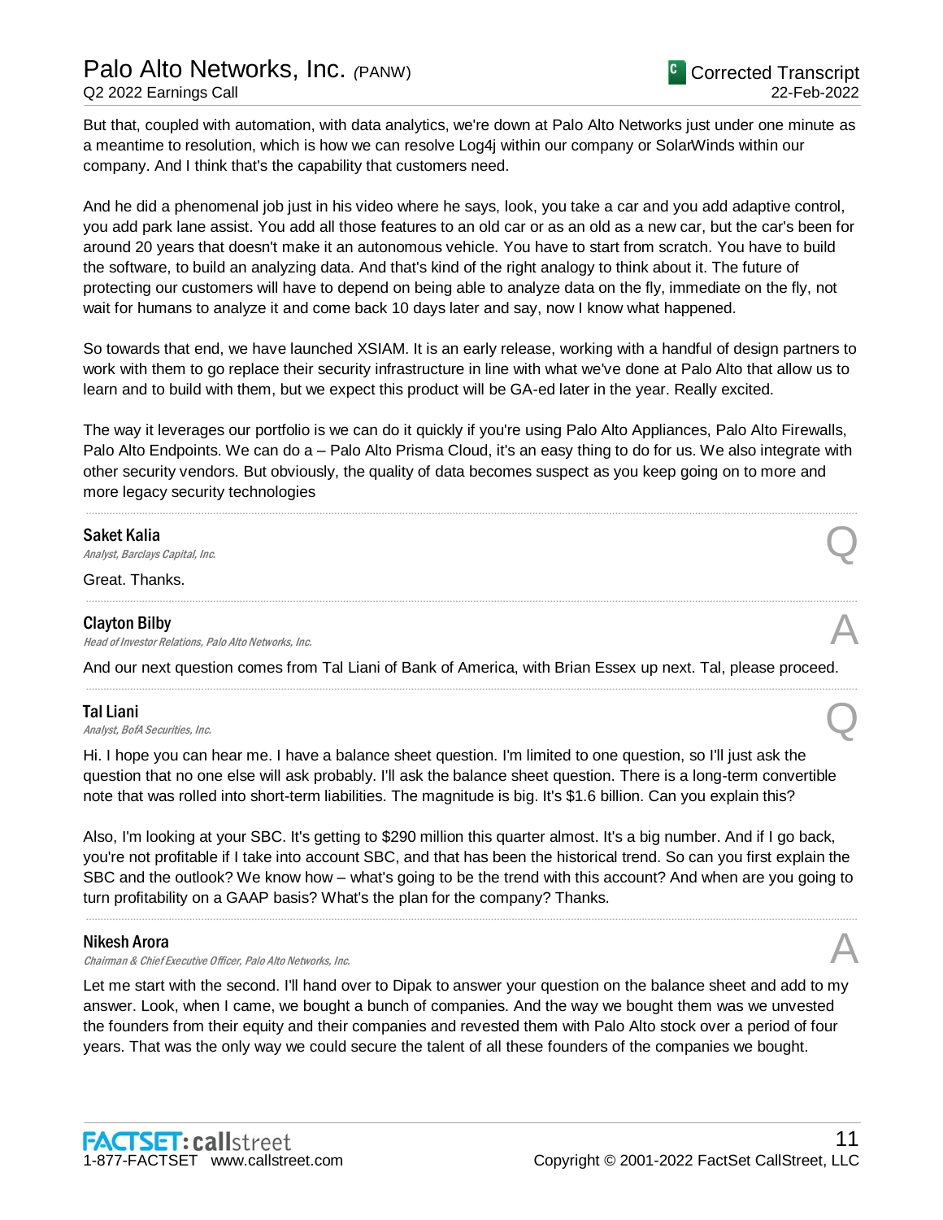But that, coupled with automation, with data analytics, we're down at Palo Alto Networks just under one minute as a meantime to resolution, which is how we can resolve Log4j within our company or SolarWinds within our company. And I think that's the capability that customers need.

And he did a phenomenal job just in his video where he says, look, you take a car and you add adaptive control, you add park lane assist. You add all those features to an old car or as an old as a new car, but the car's been for around 20 years that doesn't make it an autonomous vehicle. You have to start from scratch. You have to build the software, to build an analyzing data. And that's kind of the right analogy to think about it. The future of protecting our customers will have to depend on being able to analyze data on the fly, immediate on the fly, not wait for humans to analyze it and come back 10 days later and say, now I know what happened.

So towards that end, we have launched XSIAM. It is an early release, working with a handful of design partners to work with them to go replace their security infrastructure in line with what we've done at Palo Alto that allow us to learn and to build with them, but we expect this product will be GA-ed later in the year. Really excited.

The way it leverages our portfolio is we can do it quickly if you're using Palo Alto Appliances, Palo Alto Firewalls, Palo Alto Endpoints. We can do a – Palo Alto Prisma Cloud, it's an easy thing to do for us. We also integrate with other security vendors. But obviously, the quality of data becomes suspect as you keep going on to more and more legacy security technologies

---

**Saket Kalia** Q
*Analyst, Barclays Capital, Inc.*

Great. Thanks.

---

**Clayton Bilby** A
*Head of Investor Relations, Palo Alto Networks, Inc.*

And our next question comes from Tal Liani of Bank of America, with Brian Essex up next. Tal, please proceed.

---

**Tal Liani** Q
*Analyst, BofA Securities, Inc.*

Hi. I hope you can hear me. I have a balance sheet question. I'm limited to one question, so I'll just ask the question that no one else will ask probably. I'll ask the balance sheet question. There is a long-term convertible note that was rolled into short-term liabilities. The magnitude is big. It's $1.6 billion. Can you explain this?

Also, I'm looking at your SBC. It's getting to $290 million this quarter almost. It's a big number. And if I go back, you're not profitable if I take into account SBC, and that has been the historical trend. So can you first explain the SBC and the outlook? We know how – what's going to be the trend with this account? And when are you going to turn profitability on a GAAP basis? What's the plan for the company? Thanks.

---

**Nikesh Arora** A
*Chairman & Chief Executive Officer, Palo Alto Networks, Inc.*

Let me start with the second. I'll hand over to Dipak to answer your question on the balance sheet and add to my answer. Look, when I came, we bought a bunch of companies. And the way we bought them was we unvested the founders from their equity and their companies and revested them with Palo Alto stock over a period of four years. That was the only way we could secure the talent of all these founders of the companies we bought.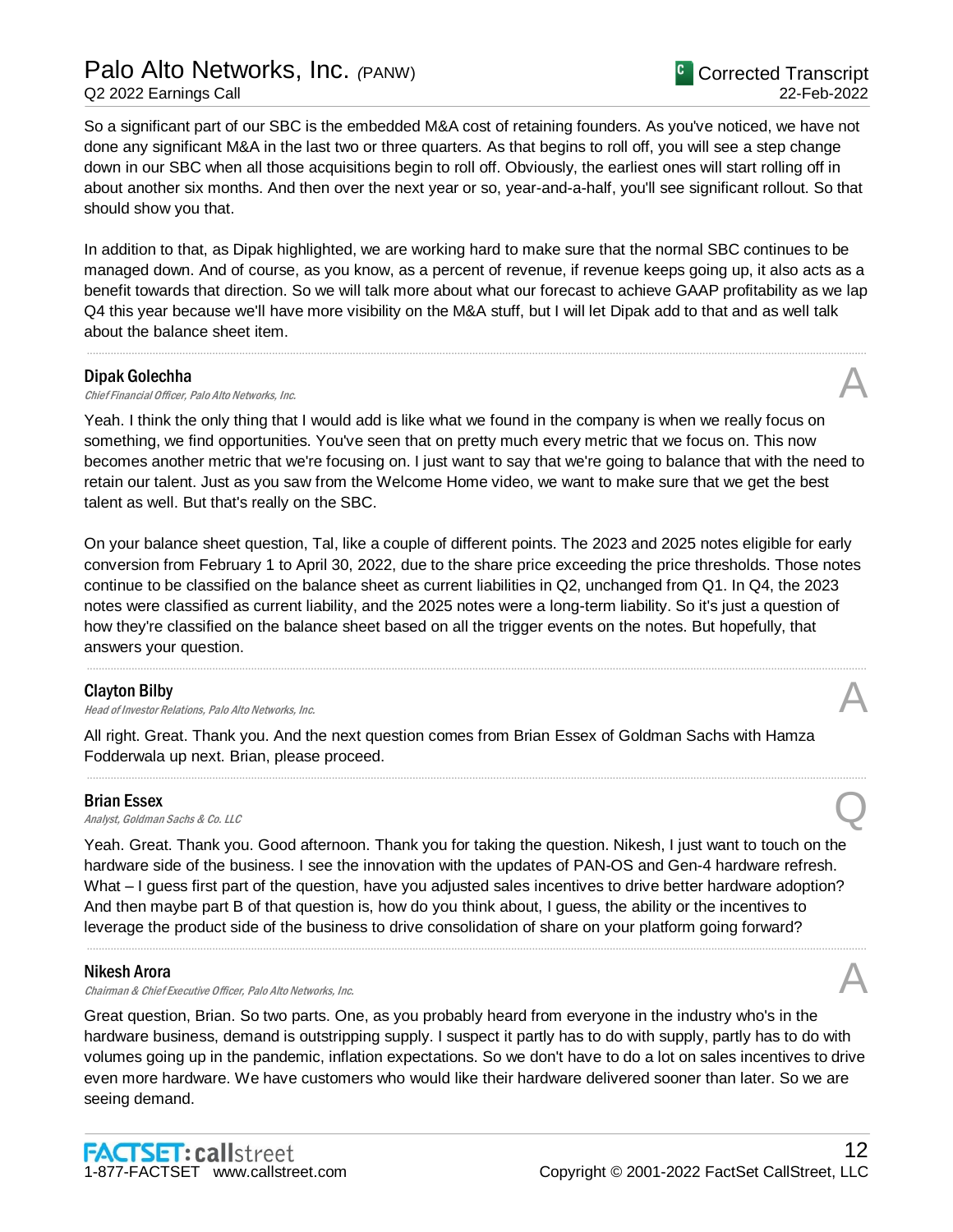So a significant part of our SBC is the embedded M&A cost of retaining founders. As you've noticed, we have not done any significant M&A in the last two or three quarters. As that begins to roll off, you will see a step change down in our SBC when all those acquisitions begin to roll off. Obviously, the earliest ones will start rolling off in about another six months. And then over the next year or so, year-and-a-half, you'll see significant rollout. So that should show you that.

In addition to that, as Dipak highlighted, we are working hard to make sure that the normal SBC continues to be managed down. And of course, as you know, as a percent of revenue, if revenue keeps going up, it also acts as a benefit towards that direction. So we will talk more about what our forecast to achieve GAAP profitability as we lap Q4 this year because we'll have more visibility on the M&A stuff, but I will let Dipak add to that and as well talk about the balance sheet item.

---

**Dipak Golechha**
*Chief Financial Officer, Palo Alto Networks, Inc.* — A

Yeah. I think the only thing that I would add is like what we found in the company is when we really focus on something, we find opportunities. You've seen that on pretty much every metric that we focus on. This now becomes another metric that we're focusing on. I just want to say that we're going to balance that with the need to retain our talent. Just as you saw from the Welcome Home video, we want to make sure that we get the best talent as well. But that's really on the SBC.

On your balance sheet question, Tal, like a couple of different points. The 2023 and 2025 notes eligible for early conversion from February 1 to April 30, 2022, due to the share price exceeding the price thresholds. Those notes continue to be classified on the balance sheet as current liabilities in Q2, unchanged from Q1. In Q4, the 2023 notes were classified as current liability, and the 2025 notes were a long-term liability. So it's just a question of how they're classified on the balance sheet based on all the trigger events on the notes. But hopefully, that answers your question.

---

**Clayton Bilby**
*Head of Investor Relations, Palo Alto Networks, Inc.* — A

All right. Great. Thank you. And the next question comes from Brian Essex of Goldman Sachs with Hamza Fodderwala up next. Brian, please proceed.

---

**Brian Essex**
*Analyst, Goldman Sachs & Co. LLC* — Q

Yeah. Great. Thank you. Good afternoon. Thank you for taking the question. Nikesh, I just want to touch on the hardware side of the business. I see the innovation with the updates of PAN-OS and Gen-4 hardware refresh. What – I guess first part of the question, have you adjusted sales incentives to drive better hardware adoption? And then maybe part B of that question is, how do you think about, I guess, the ability or the incentives to leverage the product side of the business to drive consolidation of share on your platform going forward?

---

**Nikesh Arora**
*Chairman & Chief Executive Officer, Palo Alto Networks, Inc.* — A

Great question, Brian. So two parts. One, as you probably heard from everyone in the industry who's in the hardware business, demand is outstripping supply. I suspect it partly has to do with supply, partly has to do with volumes going up in the pandemic, inflation expectations. So we don't have to do a lot on sales incentives to drive even more hardware. We have customers who would like their hardware delivered sooner than later. So we are seeing demand.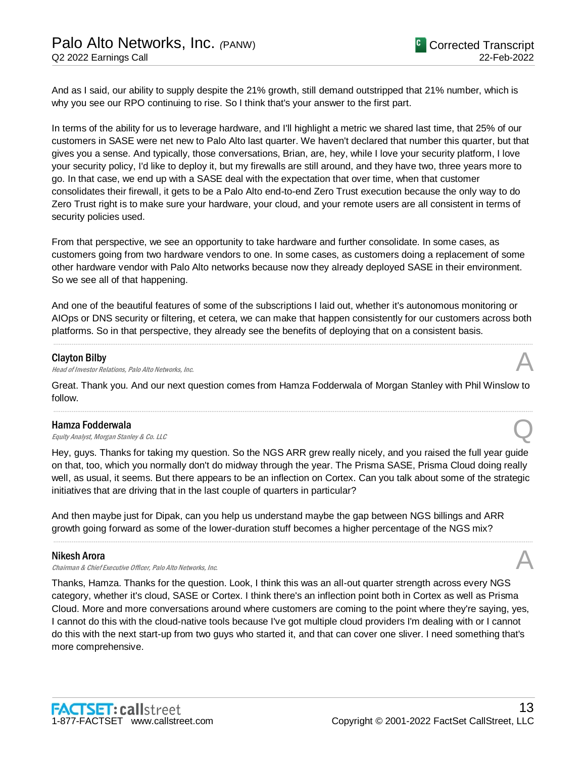And as I said, our ability to supply despite the 21% growth, still demand outstripped that 21% number, which is why you see our RPO continuing to rise. So I think that's your answer to the first part.

In terms of the ability for us to leverage hardware, and I'll highlight a metric we shared last time, that 25% of our customers in SASE were net new to Palo Alto last quarter. We haven't declared that number this quarter, but that gives you a sense. And typically, those conversations, Brian, are, hey, while I love your security platform, I love your security policy, I'd like to deploy it, but my firewalls are still around, and they have two, three years more to go. In that case, we end up with a SASE deal with the expectation that over time, when that customer consolidates their firewall, it gets to be a Palo Alto end-to-end Zero Trust execution because the only way to do Zero Trust right is to make sure your hardware, your cloud, and your remote users are all consistent in terms of security policies used.

From that perspective, we see an opportunity to take hardware and further consolidate. In some cases, as customers going from two hardware vendors to one. In some cases, as customers doing a replacement of some other hardware vendor with Palo Alto networks because now they already deployed SASE in their environment. So we see all of that happening.

And one of the beautiful features of some of the subscriptions I laid out, whether it's autonomous monitoring or AIOps or DNS security or filtering, et cetera, we can make that happen consistently for our customers across both platforms. So in that perspective, they already see the benefits of deploying that on a consistent basis.

---

**Clayton Bilby**
*Head of Investor Relations, Palo Alto Networks, Inc.* **A**

Great. Thank you. And our next question comes from Hamza Fodderwala of Morgan Stanley with Phil Winslow to follow.

---

**Hamza Fodderwala**
*Equity Analyst, Morgan Stanley & Co. LLC* **Q**

Hey, guys. Thanks for taking my question. So the NGS ARR grew really nicely, and you raised the full year guide on that, too, which you normally don't do midway through the year. The Prisma SASE, Prisma Cloud doing really well, as usual, it seems. But there appears to be an inflection on Cortex. Can you talk about some of the strategic initiatives that are driving that in the last couple of quarters in particular?

And then maybe just for Dipak, can you help us understand maybe the gap between NGS billings and ARR growth going forward as some of the lower-duration stuff becomes a higher percentage of the NGS mix?

---

**Nikesh Arora**
*Chairman & Chief Executive Officer, Palo Alto Networks, Inc.* **A**

Thanks, Hamza. Thanks for the question. Look, I think this was an all-out quarter strength across every NGS category, whether it's cloud, SASE or Cortex. I think there's an inflection point both in Cortex as well as Prisma Cloud. More and more conversations around where customers are coming to the point where they're saying, yes, I cannot do this with the cloud-native tools because I've got multiple cloud providers I'm dealing with or I cannot do this with the next start-up from two guys who started it, and that can cover one sliver. I need something that's more comprehensive.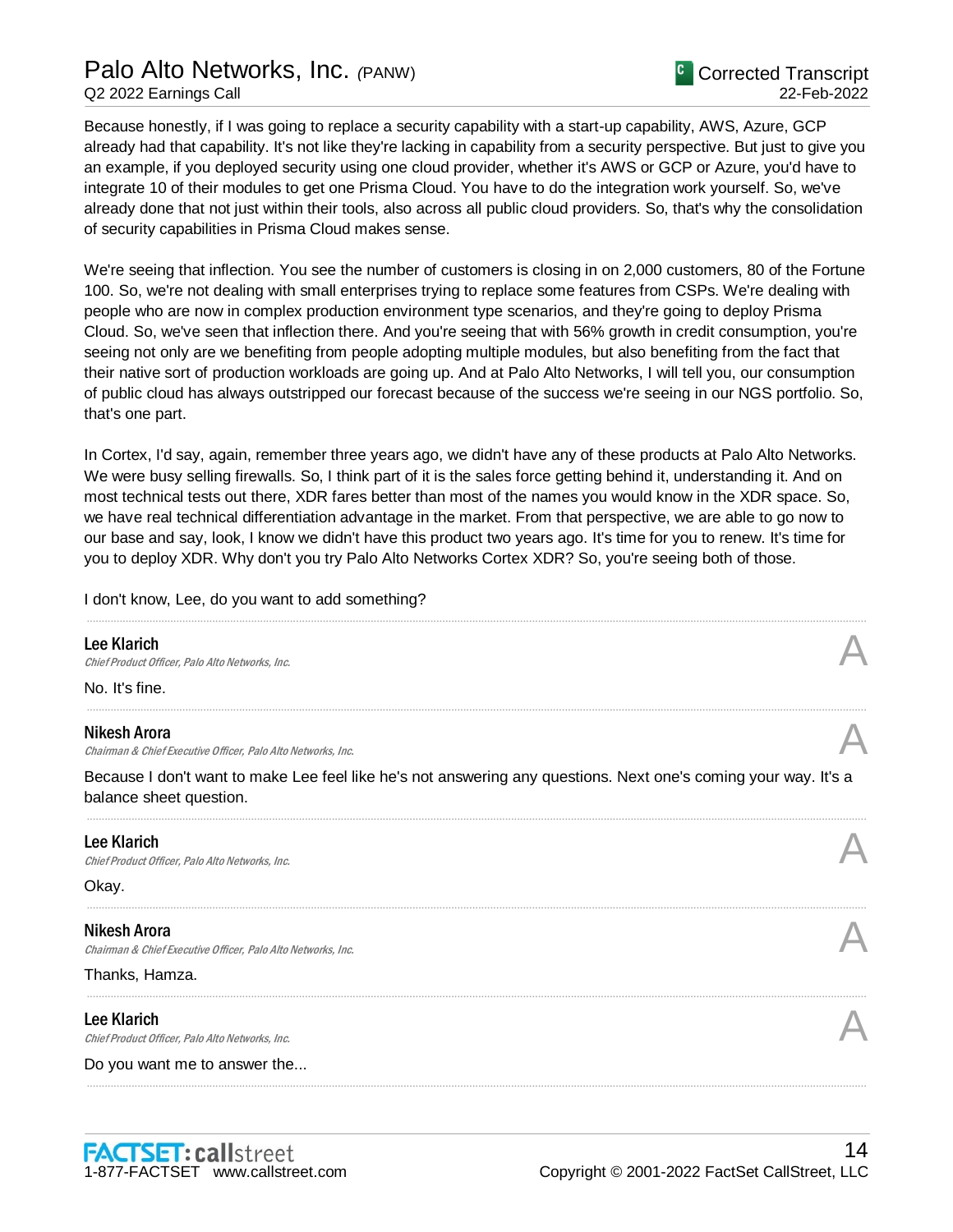Because honestly, if I was going to replace a security capability with a start-up capability, AWS, Azure, GCP already had that capability. It's not like they're lacking in capability from a security perspective. But just to give you an example, if you deployed security using one cloud provider, whether it's AWS or GCP or Azure, you'd have to integrate 10 of their modules to get one Prisma Cloud. You have to do the integration work yourself. So, we've already done that not just within their tools, also across all public cloud providers. So, that's why the consolidation of security capabilities in Prisma Cloud makes sense.

We're seeing that inflection. You see the number of customers is closing in on 2,000 customers, 80 of the Fortune 100. So, we're not dealing with small enterprises trying to replace some features from CSPs. We're dealing with people who are now in complex production environment type scenarios, and they're going to deploy Prisma Cloud. So, we've seen that inflection there. And you're seeing that with 56% growth in credit consumption, you're seeing not only are we benefiting from people adopting multiple modules, but also benefiting from the fact that their native sort of production workloads are going up. And at Palo Alto Networks, I will tell you, our consumption of public cloud has always outstripped our forecast because of the success we're seeing in our NGS portfolio. So, that's one part.

In Cortex, I'd say, again, remember three years ago, we didn't have any of these products at Palo Alto Networks. We were busy selling firewalls. So, I think part of it is the sales force getting behind it, understanding it. And on most technical tests out there, XDR fares better than most of the names you would know in the XDR space. So, we have real technical differentiation advantage in the market. From that perspective, we are able to go now to our base and say, look, I know we didn't have this product two years ago. It's time for you to renew. It's time for you to deploy XDR. Why don't you try Palo Alto Networks Cortex XDR? So, you're seeing both of those.

I don't know, Lee, do you want to add something?

**Lee Klarich**
*Chief Product Officer, Palo Alto Networks, Inc.*

A

No. It's fine.

**Nikesh Arora**
*Chairman & Chief Executive Officer, Palo Alto Networks, Inc.*

A

Because I don't want to make Lee feel like he's not answering any questions. Next one's coming your way. It's a balance sheet question.

**Lee Klarich**
*Chief Product Officer, Palo Alto Networks, Inc.*

A

Okay.

**Nikesh Arora**
*Chairman & Chief Executive Officer, Palo Alto Networks, Inc.*

A

Thanks, Hamza.

**Lee Klarich**
*Chief Product Officer, Palo Alto Networks, Inc.*

A

Do you want me to answer the...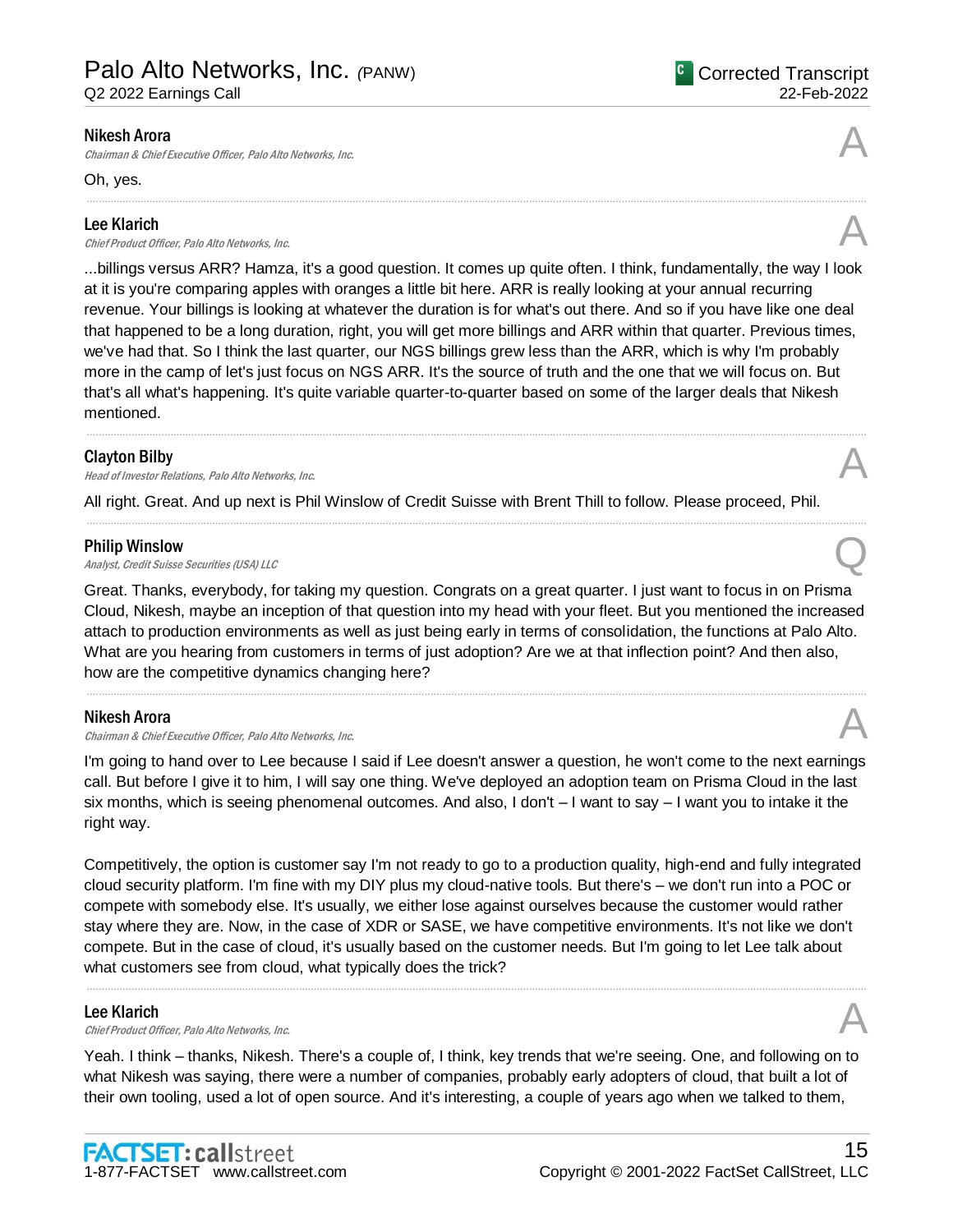**Nikesh Arora**
*Chairman & Chief Executive Officer, Palo Alto Networks, Inc.* A

Oh, yes.

---

**Lee Klarich**
*Chief Product Officer, Palo Alto Networks, Inc.* A

...billings versus ARR? Hamza, it's a good question. It comes up quite often. I think, fundamentally, the way I look at it is you're comparing apples with oranges a little bit here. ARR is really looking at your annual recurring revenue. Your billings is looking at whatever the duration is for what's out there. And so if you have like one deal that happened to be a long duration, right, you will get more billings and ARR within that quarter. Previous times, we've had that. So I think the last quarter, our NGS billings grew less than the ARR, which is why I'm probably more in the camp of let's just focus on NGS ARR. It's the source of truth and the one that we will focus on. But that's all what's happening. It's quite variable quarter-to-quarter based on some of the larger deals that Nikesh mentioned.

---

**Clayton Bilby**
*Head of Investor Relations, Palo Alto Networks, Inc.* A

All right. Great. And up next is Phil Winslow of Credit Suisse with Brent Thill to follow. Please proceed, Phil.

---

**Philip Winslow**
*Analyst, Credit Suisse Securities (USA) LLC* Q

Great. Thanks, everybody, for taking my question. Congrats on a great quarter. I just want to focus in on Prisma Cloud, Nikesh, maybe an inception of that question into my head with your fleet. But you mentioned the increased attach to production environments as well as just being early in terms of consolidation, the functions at Palo Alto. What are you hearing from customers in terms of just adoption? Are we at that inflection point? And then also, how are the competitive dynamics changing here?

---

**Nikesh Arora**
*Chairman & Chief Executive Officer, Palo Alto Networks, Inc.* A

I'm going to hand over to Lee because I said if Lee doesn't answer a question, he won't come to the next earnings call. But before I give it to him, I will say one thing. We've deployed an adoption team on Prisma Cloud in the last six months, which is seeing phenomenal outcomes. And also, I don't – I want to say – I want you to intake it the right way.

Competitively, the option is customer say I'm not ready to go to a production quality, high-end and fully integrated cloud security platform. I'm fine with my DIY plus my cloud-native tools. But there's – we don't run into a POC or compete with somebody else. It's usually, we either lose against ourselves because the customer would rather stay where they are. Now, in the case of XDR or SASE, we have competitive environments. It's not like we don't compete. But in the case of cloud, it's usually based on the customer needs. But I'm going to let Lee talk about what customers see from cloud, what typically does the trick?

---

**Lee Klarich**
*Chief Product Officer, Palo Alto Networks, Inc.* A

Yeah. I think – thanks, Nikesh. There's a couple of, I think, key trends that we're seeing. One, and following on to what Nikesh was saying, there were a number of companies, probably early adopters of cloud, that built a lot of their own tooling, used a lot of open source. And it's interesting, a couple of years ago when we talked to them,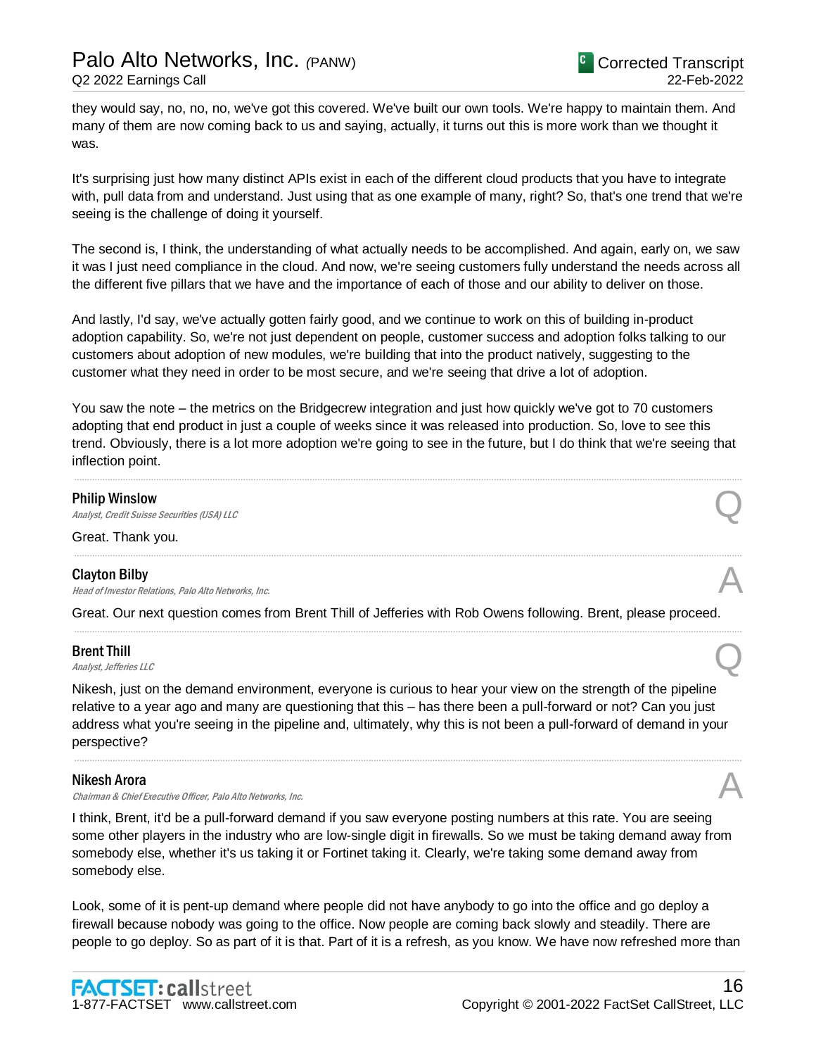they would say, no, no, no, we've got this covered. We've built our own tools. We're happy to maintain them. And many of them are now coming back to us and saying, actually, it turns out this is more work than we thought it was.

It's surprising just how many distinct APIs exist in each of the different cloud products that you have to integrate with, pull data from and understand. Just using that as one example of many, right? So, that's one trend that we're seeing is the challenge of doing it yourself.

The second is, I think, the understanding of what actually needs to be accomplished. And again, early on, we saw it was I just need compliance in the cloud. And now, we're seeing customers fully understand the needs across all the different five pillars that we have and the importance of each of those and our ability to deliver on those.

And lastly, I'd say, we've actually gotten fairly good, and we continue to work on this of building in-product adoption capability. So, we're not just dependent on people, customer success and adoption folks talking to our customers about adoption of new modules, we're building that into the product natively, suggesting to the customer what they need in order to be most secure, and we're seeing that drive a lot of adoption.

You saw the note – the metrics on the Bridgecrew integration and just how quickly we've got to 70 customers adopting that end product in just a couple of weeks since it was released into production. So, love to see this trend. Obviously, there is a lot more adoption we're going to see in the future, but I do think that we're seeing that inflection point.

---

**Philip Winslow**
*Analyst, Credit Suisse Securities (USA) LLC* — Q

Great. Thank you.

---

**Clayton Bilby**
*Head of Investor Relations, Palo Alto Networks, Inc.* — A

Great. Our next question comes from Brent Thill of Jefferies with Rob Owens following. Brent, please proceed.

---

**Brent Thill**
*Analyst, Jefferies LLC* — Q

Nikesh, just on the demand environment, everyone is curious to hear your view on the strength of the pipeline relative to a year ago and many are questioning that this – has there been a pull-forward or not? Can you just address what you're seeing in the pipeline and, ultimately, why this is not been a pull-forward of demand in your perspective?

---

**Nikesh Arora**
*Chairman & Chief Executive Officer, Palo Alto Networks, Inc.* — A

I think, Brent, it'd be a pull-forward demand if you saw everyone posting numbers at this rate. You are seeing some other players in the industry who are low-single digit in firewalls. So we must be taking demand away from somebody else, whether it's us taking it or Fortinet taking it. Clearly, we're taking some demand away from somebody else.

Look, some of it is pent-up demand where people did not have anybody to go into the office and go deploy a firewall because nobody was going to the office. Now people are coming back slowly and steadily. There are people to go deploy. So as part of it is that. Part of it is a refresh, as you know. We have now refreshed more than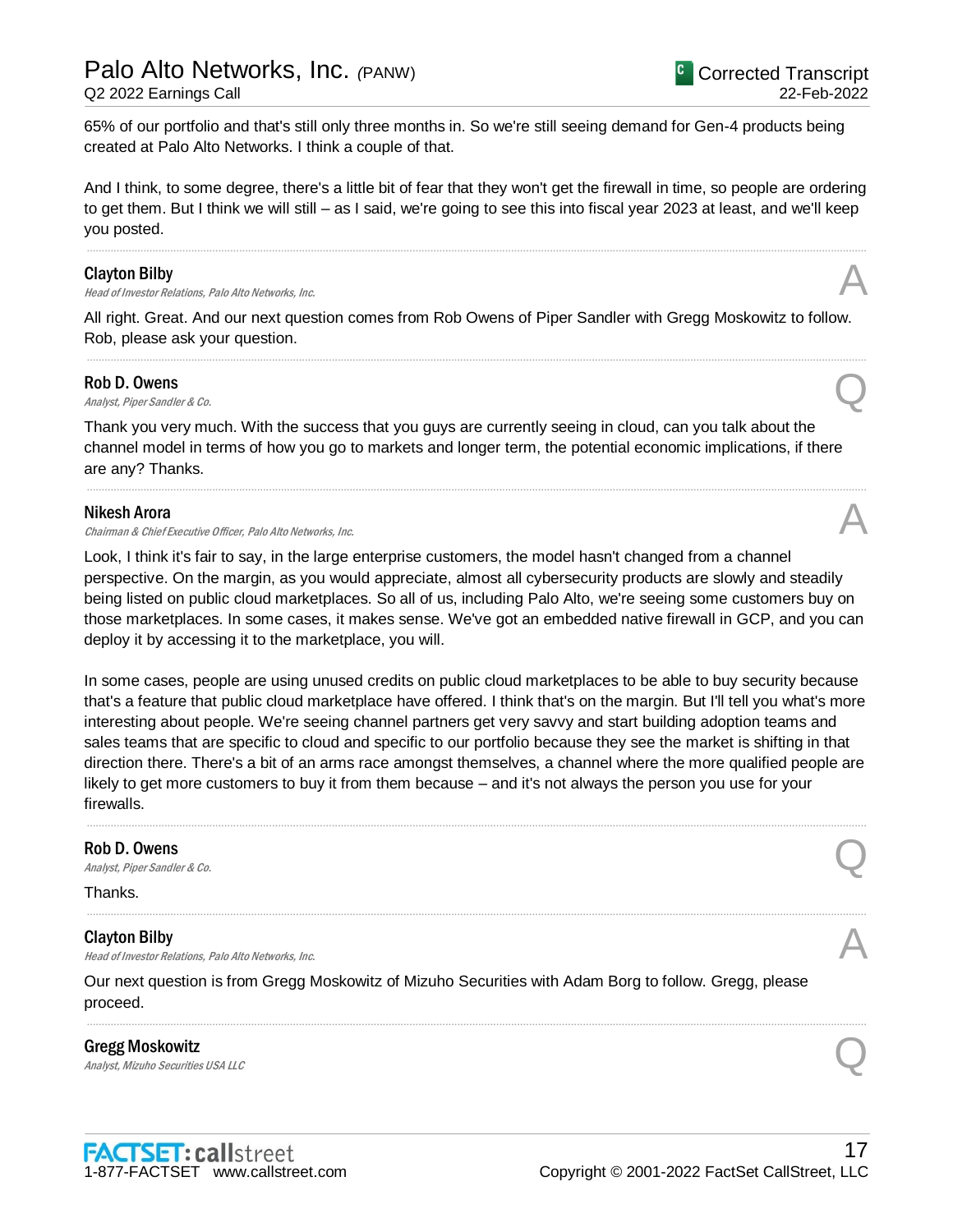65% of our portfolio and that's still only three months in. So we're still seeing demand for Gen-4 products being created at Palo Alto Networks. I think a couple of that.

And I think, to some degree, there's a little bit of fear that they won't get the firewall in time, so people are ordering to get them. But I think we will still – as I said, we're going to see this into fiscal year 2023 at least, and we'll keep you posted.

---

**Clayton Bilby**
*Head of Investor Relations, Palo Alto Networks, Inc.* **A**

All right. Great. And our next question comes from Rob Owens of Piper Sandler with Gregg Moskowitz to follow. Rob, please ask your question.

---

**Rob D. Owens**
*Analyst, Piper Sandler & Co.* **Q**

Thank you very much. With the success that you guys are currently seeing in cloud, can you talk about the channel model in terms of how you go to markets and longer term, the potential economic implications, if there are any? Thanks.

---

**Nikesh Arora**
*Chairman & Chief Executive Officer, Palo Alto Networks, Inc.* **A**

Look, I think it's fair to say, in the large enterprise customers, the model hasn't changed from a channel perspective. On the margin, as you would appreciate, almost all cybersecurity products are slowly and steadily being listed on public cloud marketplaces. So all of us, including Palo Alto, we're seeing some customers buy on those marketplaces. In some cases, it makes sense. We've got an embedded native firewall in GCP, and you can deploy it by accessing it to the marketplace, you will.

In some cases, people are using unused credits on public cloud marketplaces to be able to buy security because that's a feature that public cloud marketplace have offered. I think that's on the margin. But I'll tell you what's more interesting about people. We're seeing channel partners get very savvy and start building adoption teams and sales teams that are specific to cloud and specific to our portfolio because they see the market is shifting in that direction there. There's a bit of an arms race amongst themselves, a channel where the more qualified people are likely to get more customers to buy it from them because – and it's not always the person you use for your firewalls.

---

**Rob D. Owens**
*Analyst, Piper Sandler & Co.* **Q**

Thanks.

---

**Clayton Bilby**
*Head of Investor Relations, Palo Alto Networks, Inc.* **A**

Our next question is from Gregg Moskowitz of Mizuho Securities with Adam Borg to follow. Gregg, please proceed.

---

**Gregg Moskowitz**
*Analyst, Mizuho Securities USA LLC* **Q**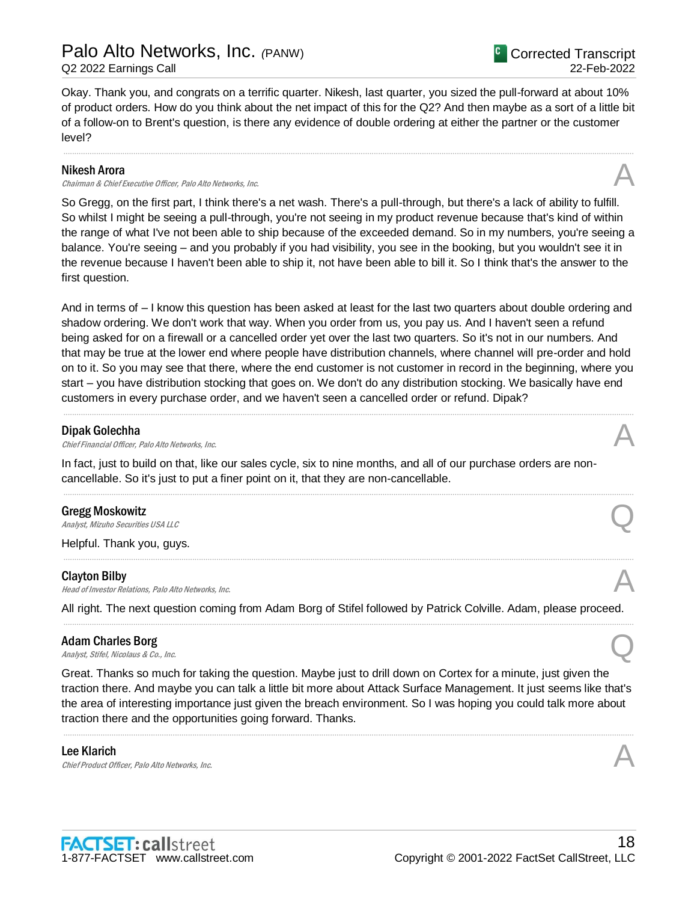Okay. Thank you, and congrats on a terrific quarter. Nikesh, last quarter, you sized the pull-forward at about 10% of product orders. How do you think about the net impact of this for the Q2? And then maybe as a sort of a little bit of a follow-on to Brent's question, is there any evidence of double ordering at either the partner or the customer level?

---

**Nikesh Arora**
*Chairman & Chief Executive Officer, Palo Alto Networks, Inc.* **A**

So Gregg, on the first part, I think there's a net wash. There's a pull-through, but there's a lack of ability to fulfill. So whilst I might be seeing a pull-through, you're not seeing in my product revenue because that's kind of within the range of what I've not been able to ship because of the exceeded demand. So in my numbers, you're seeing a balance. You're seeing – and you probably if you had visibility, you see in the booking, but you wouldn't see it in the revenue because I haven't been able to ship it, not have been able to bill it. So I think that's the answer to the first question.

And in terms of – I know this question has been asked at least for the last two quarters about double ordering and shadow ordering. We don't work that way. When you order from us, you pay us. And I haven't seen a refund being asked for on a firewall or a cancelled order yet over the last two quarters. So it's not in our numbers. And that may be true at the lower end where people have distribution channels, where channel will pre-order and hold on to it. So you may see that there, where the end customer is not customer in record in the beginning, where you start – you have distribution stocking that goes on. We don't do any distribution stocking. We basically have end customers in every purchase order, and we haven't seen a cancelled order or refund. Dipak?

---

**Dipak Golechha**
*Chief Financial Officer, Palo Alto Networks, Inc.* **A**

In fact, just to build on that, like our sales cycle, six to nine months, and all of our purchase orders are non-cancellable. So it's just to put a finer point on it, that they are non-cancellable.

---

**Gregg Moskowitz**
*Analyst, Mizuho Securities USA LLC* **Q**

Helpful. Thank you, guys.

---

**Clayton Bilby**
*Head of Investor Relations, Palo Alto Networks, Inc.* **A**

All right. The next question coming from Adam Borg of Stifel followed by Patrick Colville. Adam, please proceed.

---

**Adam Charles Borg**
*Analyst, Stifel, Nicolaus & Co., Inc.* **Q**

Great. Thanks so much for taking the question. Maybe just to drill down on Cortex for a minute, just given the traction there. And maybe you can talk a little bit more about Attack Surface Management. It just seems like that's the area of interesting importance just given the breach environment. So I was hoping you could talk more about traction there and the opportunities going forward. Thanks.

---

**Lee Klarich**
*Chief Product Officer, Palo Alto Networks, Inc.* **A**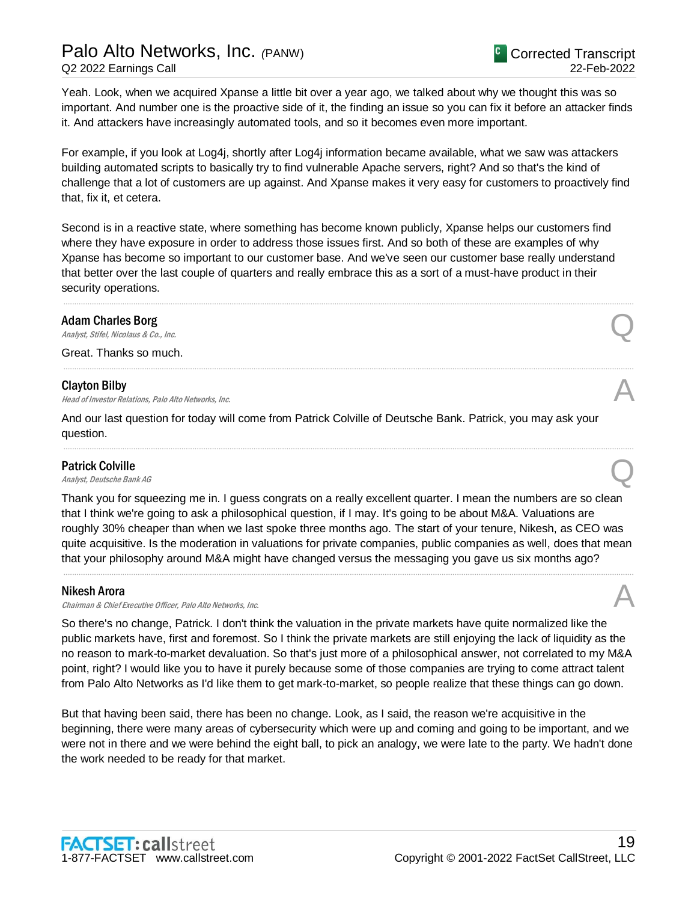Yeah. Look, when we acquired Xpanse a little bit over a year ago, we talked about why we thought this was so important. And number one is the proactive side of it, the finding an issue so you can fix it before an attacker finds it. And attackers have increasingly automated tools, and so it becomes even more important.

For example, if you look at Log4j, shortly after Log4j information became available, what we saw was attackers building automated scripts to basically try to find vulnerable Apache servers, right? And so that's the kind of challenge that a lot of customers are up against. And Xpanse makes it very easy for customers to proactively find that, fix it, et cetera.

Second is in a reactive state, where something has become known publicly, Xpanse helps our customers find where they have exposure in order to address those issues first. And so both of these are examples of why Xpanse has become so important to our customer base. And we've seen our customer base really understand that better over the last couple of quarters and really embrace this as a sort of a must-have product in their security operations.

---

**Adam Charles Borg**
*Analyst, Stifel, Nicolaus & Co., Inc.* **Q**

Great. Thanks so much.

---

**Clayton Bilby**
*Head of Investor Relations, Palo Alto Networks, Inc.* **A**

And our last question for today will come from Patrick Colville of Deutsche Bank. Patrick, you may ask your question.

---

**Patrick Colville**
*Analyst, Deutsche Bank AG* **Q**

Thank you for squeezing me in. I guess congrats on a really excellent quarter. I mean the numbers are so clean that I think we're going to ask a philosophical question, if I may. It's going to be about M&A. Valuations are roughly 30% cheaper than when we last spoke three months ago. The start of your tenure, Nikesh, as CEO was quite acquisitive. Is the moderation in valuations for private companies, public companies as well, does that mean that your philosophy around M&A might have changed versus the messaging you gave us six months ago?

---

**Nikesh Arora**
*Chairman & Chief Executive Officer, Palo Alto Networks, Inc.* **A**

So there's no change, Patrick. I don't think the valuation in the private markets have quite normalized like the public markets have, first and foremost. So I think the private markets are still enjoying the lack of liquidity as the no reason to mark-to-market devaluation. So that's just more of a philosophical answer, not correlated to my M&A point, right? I would like you to have it purely because some of those companies are trying to come attract talent from Palo Alto Networks as I'd like them to get mark-to-market, so people realize that these things can go down.

But that having been said, there has been no change. Look, as I said, the reason we're acquisitive in the beginning, there were many areas of cybersecurity which were up and coming and going to be important, and we were not in there and we were behind the eight ball, to pick an analogy, we were late to the party. We hadn't done the work needed to be ready for that market.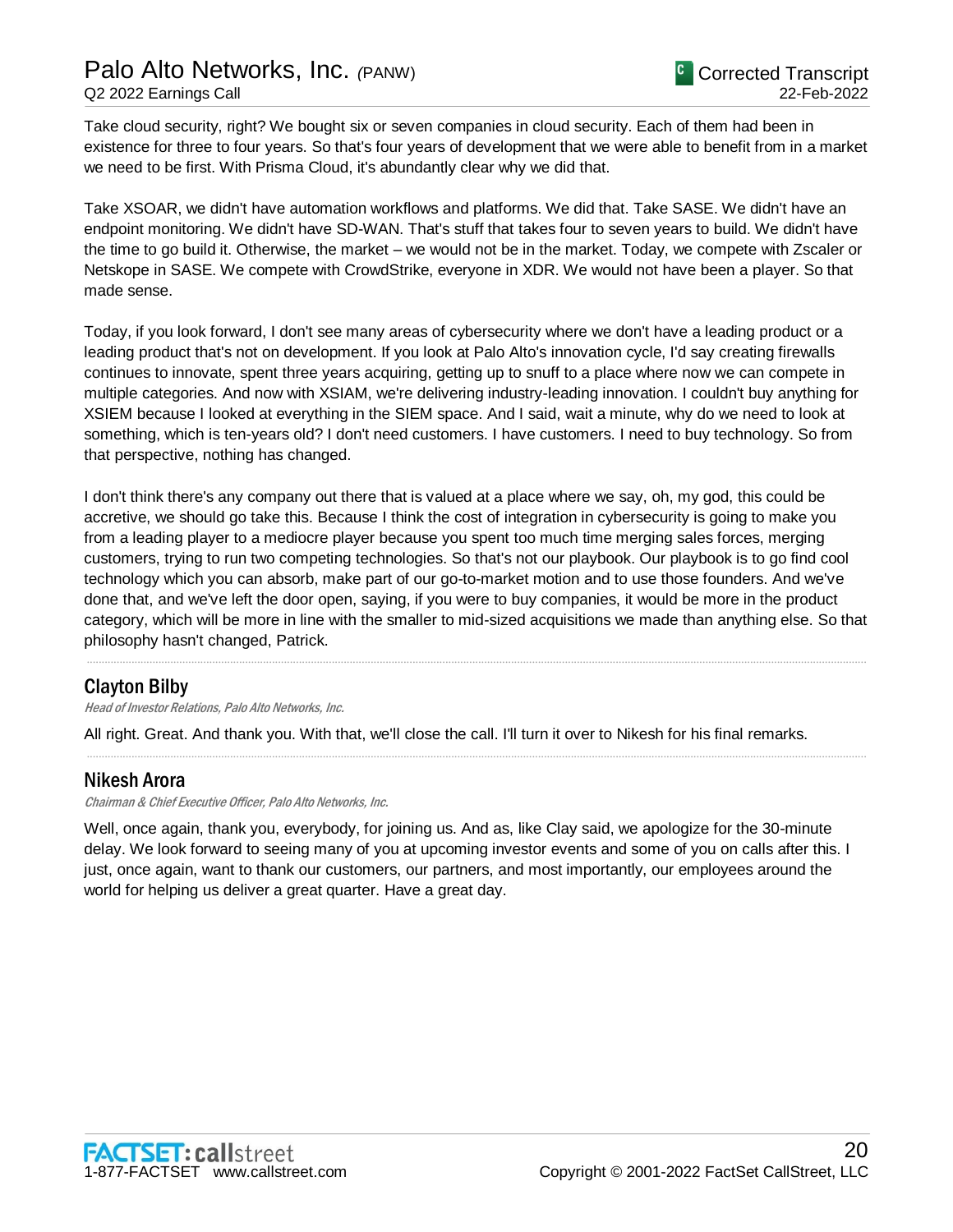Take cloud security, right? We bought six or seven companies in cloud security. Each of them had been in existence for three to four years. So that's four years of development that we were able to benefit from in a market we need to be first. With Prisma Cloud, it's abundantly clear why we did that.

Take XSOAR, we didn't have automation workflows and platforms. We did that. Take SASE. We didn't have an endpoint monitoring. We didn't have SD-WAN. That's stuff that takes four to seven years to build. We didn't have the time to go build it. Otherwise, the market – we would not be in the market. Today, we compete with Zscaler or Netskope in SASE. We compete with CrowdStrike, everyone in XDR. We would not have been a player. So that made sense.

Today, if you look forward, I don't see many areas of cybersecurity where we don't have a leading product or a leading product that's not on development. If you look at Palo Alto's innovation cycle, I'd say creating firewalls continues to innovate, spent three years acquiring, getting up to snuff to a place where now we can compete in multiple categories. And now with XSIAM, we're delivering industry-leading innovation. I couldn't buy anything for XSIEM because I looked at everything in the SIEM space. And I said, wait a minute, why do we need to look at something, which is ten-years old? I don't need customers. I have customers. I need to buy technology. So from that perspective, nothing has changed.

I don't think there's any company out there that is valued at a place where we say, oh, my god, this could be accretive, we should go take this. Because I think the cost of integration in cybersecurity is going to make you from a leading player to a mediocre player because you spent too much time merging sales forces, merging customers, trying to run two competing technologies. So that's not our playbook. Our playbook is to go find cool technology which you can absorb, make part of our go-to-market motion and to use those founders. And we've done that, and we've left the door open, saying, if you were to buy companies, it would be more in the product category, which will be more in line with the smaller to mid-sized acquisitions we made than anything else. So that philosophy hasn't changed, Patrick.

## Clayton Bilby

*Head of Investor Relations, Palo Alto Networks, Inc.*

All right. Great. And thank you. With that, we'll close the call. I'll turn it over to Nikesh for his final remarks.

## Nikesh Arora

*Chairman & Chief Executive Officer, Palo Alto Networks, Inc.*

Well, once again, thank you, everybody, for joining us. And as, like Clay said, we apologize for the 30-minute delay. We look forward to seeing many of you at upcoming investor events and some of you on calls after this. I just, once again, want to thank our customers, our partners, and most importantly, our employees around the world for helping us deliver a great quarter. Have a great day.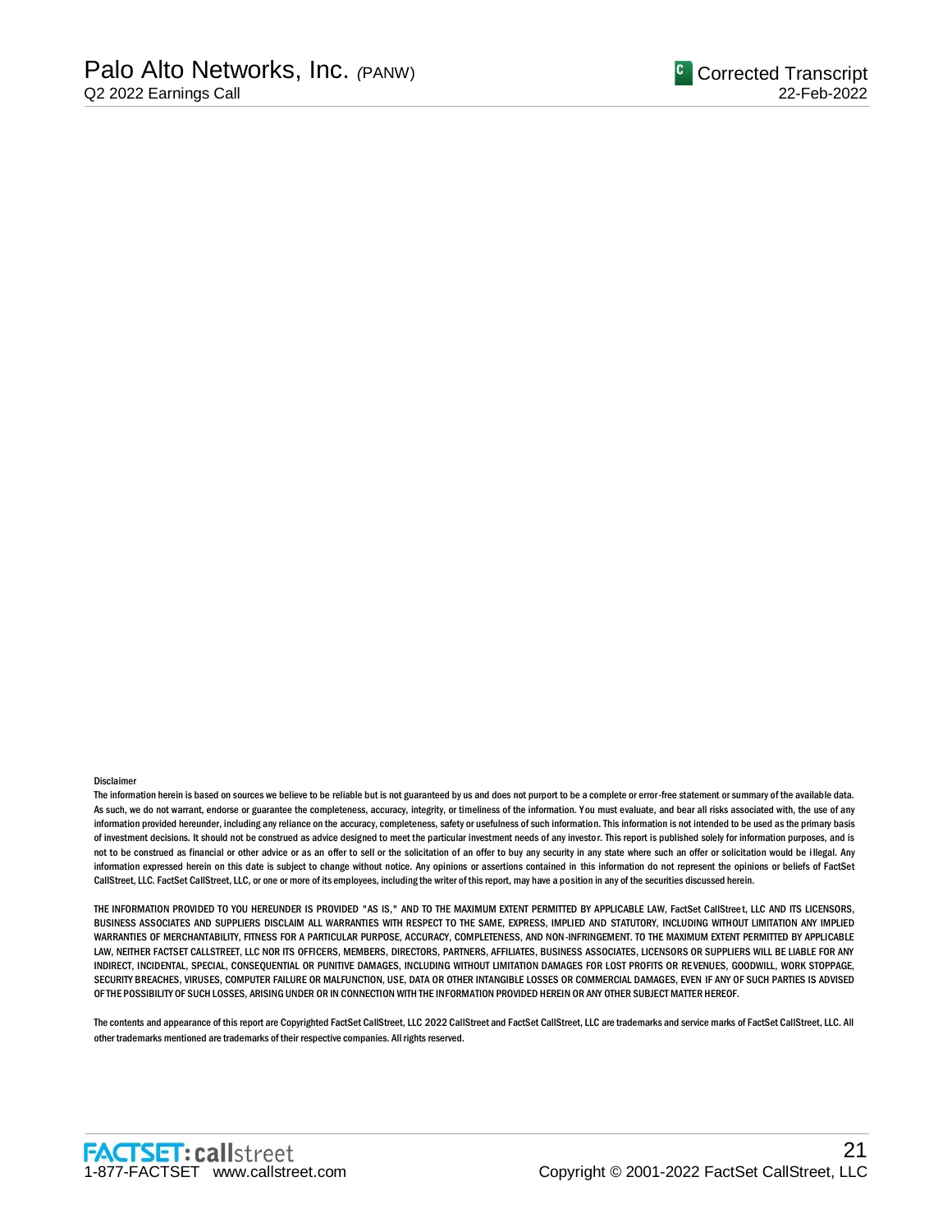Disclaimer

The information herein is based on sources we believe to be reliable but is not guaranteed by us and does not purport to be a complete or error-free statement or summary of the available data. As such, we do not warrant, endorse or guarantee the completeness, accuracy, integrity, or timeliness of the information. You must evaluate, and bear all risks associated with, the use of any information provided hereunder, including any reliance on the accuracy, completeness, safety or usefulness of such information. This information is not intended to be used as the primary basis of investment decisions. It should not be construed as advice designed to meet the particular investment needs of any investor. This report is published solely for information purposes, and is not to be construed as financial or other advice or as an offer to sell or the solicitation of an offer to buy any security in any state where such an offer or solicitation would be illegal. Any information expressed herein on this date is subject to change without notice. Any opinions or assertions contained in this information do not represent the opinions or beliefs of FactSet CallStreet, LLC. FactSet CallStreet, LLC, or one or more of its employees, including the writer of this report, may have a position in any of the securities discussed herein.

THE INFORMATION PROVIDED TO YOU HEREUNDER IS PROVIDED "AS IS," AND TO THE MAXIMUM EXTENT PERMITTED BY APPLICABLE LAW, FactSet CallStreet, LLC AND ITS LICENSORS, BUSINESS ASSOCIATES AND SUPPLIERS DISCLAIM ALL WARRANTIES WITH RESPECT TO THE SAME, EXPRESS, IMPLIED AND STATUTORY, INCLUDING WITHOUT LIMITATION ANY IMPLIED WARRANTIES OF MERCHANTABILITY, FITNESS FOR A PARTICULAR PURPOSE, ACCURACY, COMPLETENESS, AND NON-INFRINGEMENT. TO THE MAXIMUM EXTENT PERMITTED BY APPLICABLE LAW, NEITHER FACTSET CALLSTREET, LLC NOR ITS OFFICERS, MEMBERS, DIRECTORS, PARTNERS, AFFILIATES, BUSINESS ASSOCIATES, LICENSORS OR SUPPLIERS WILL BE LIABLE FOR ANY INDIRECT, INCIDENTAL, SPECIAL, CONSEQUENTIAL OR PUNITIVE DAMAGES, INCLUDING WITHOUT LIMITATION DAMAGES FOR LOST PROFITS OR REVENUES, GOODWILL, WORK STOPPAGE, SECURITY BREACHES, VIRUSES, COMPUTER FAILURE OR MALFUNCTION, USE, DATA OR OTHER INTANGIBLE LOSSES OR COMMERCIAL DAMAGES, EVEN IF ANY OF SUCH PARTIES IS ADVISED OF THE POSSIBILITY OF SUCH LOSSES, ARISING UNDER OR IN CONNECTION WITH THE INFORMATION PROVIDED HEREIN OR ANY OTHER SUBJECT MATTER HEREOF.

The contents and appearance of this report are Copyrighted FactSet CallStreet, LLC 2022 CallStreet and FactSet CallStreet, LLC are trademarks and service marks of FactSet CallStreet, LLC. All other trademarks mentioned are trademarks of their respective companies. All rights reserved.